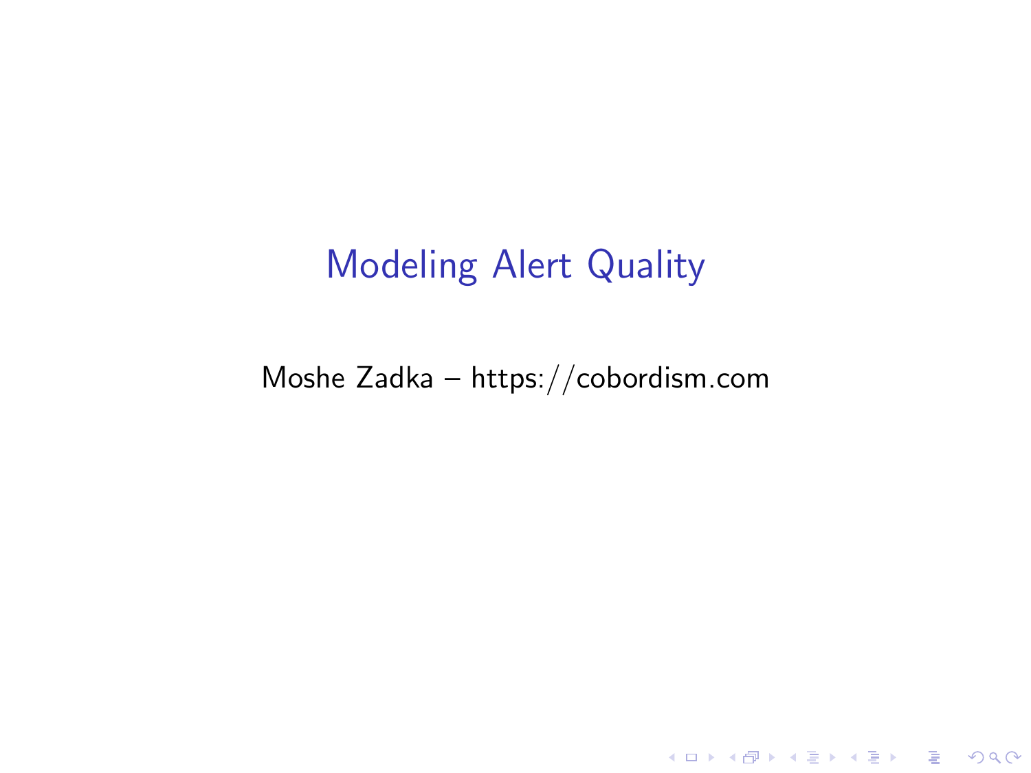# Modeling Alert Quality

Moshe Zadka – https://cobordism.com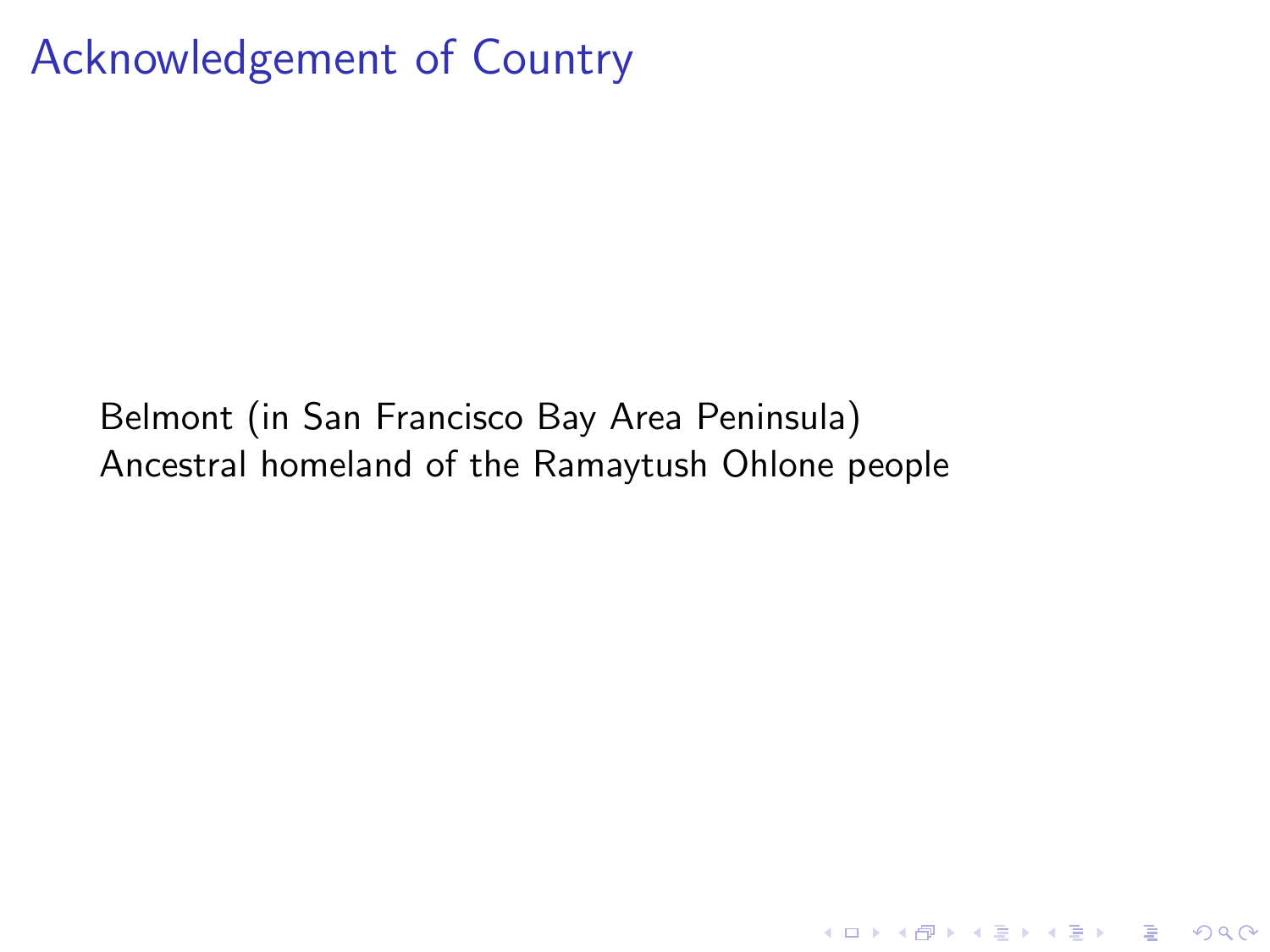# Acknowledgement of Country

Belmont (in San Francisco Bay Area Peninsula)
Ancestral homeland of the Ramaytush Ohlone people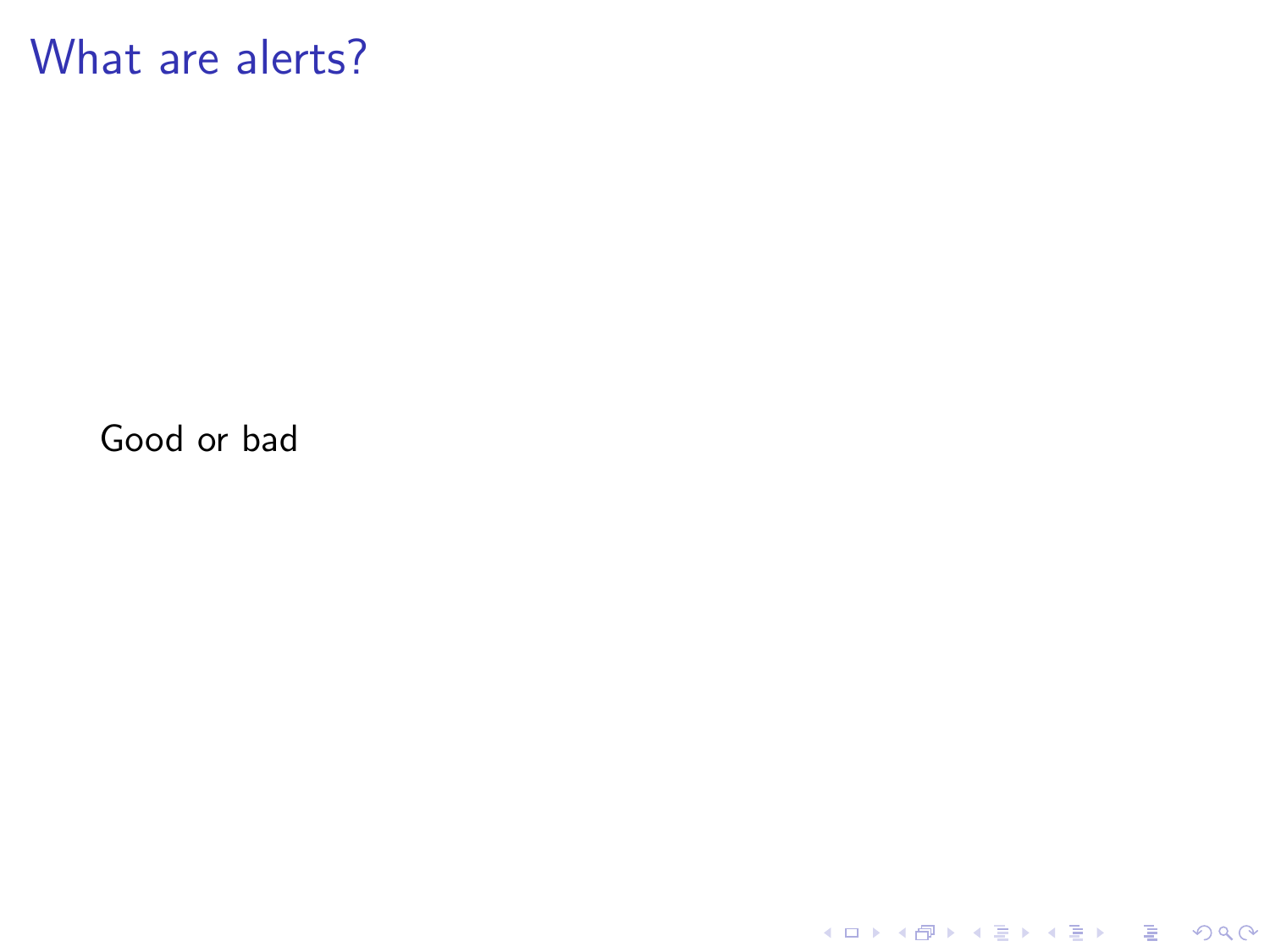# What are alerts?

Good or bad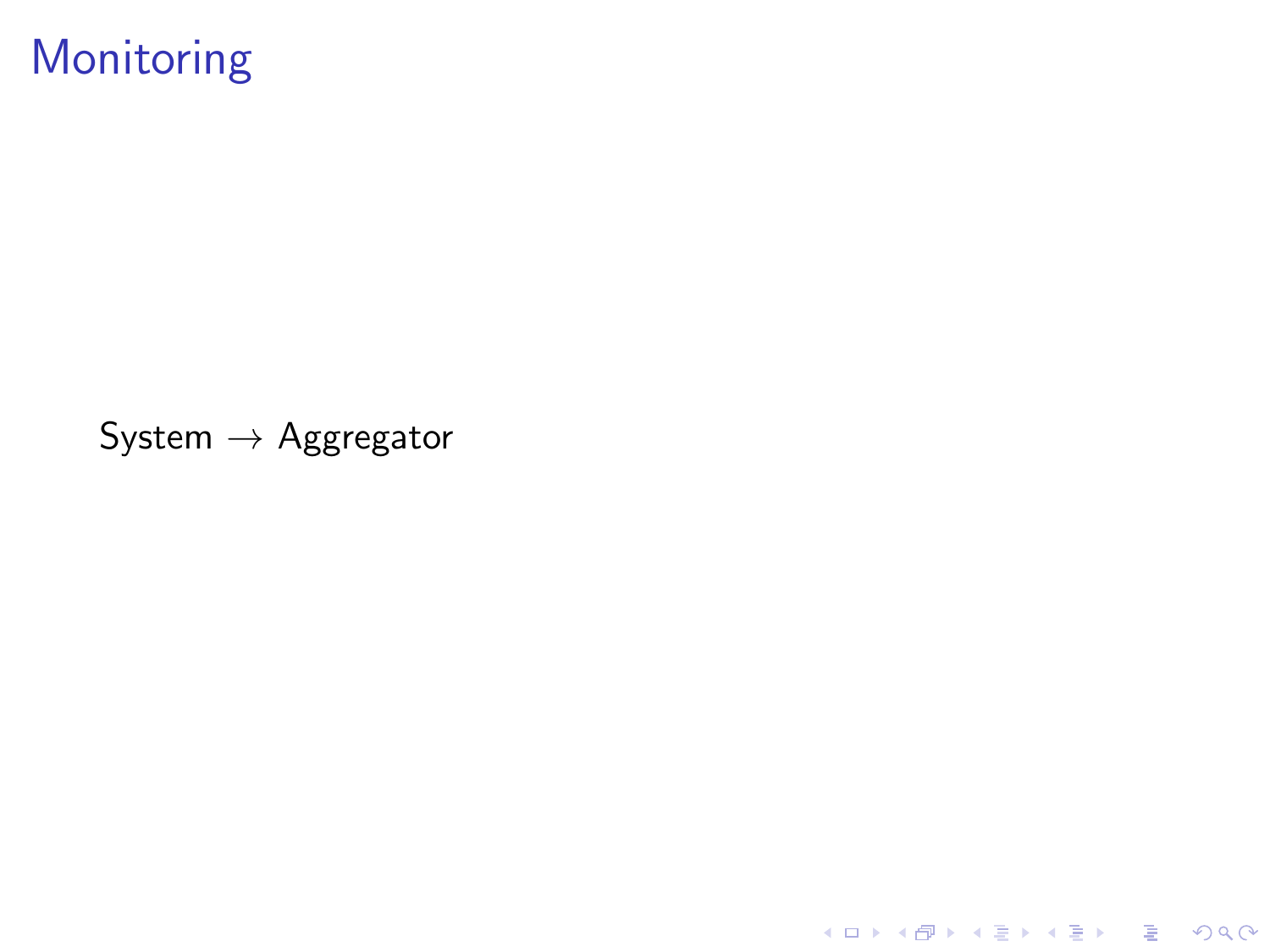# Monitoring

System $\rightarrow$ Aggregator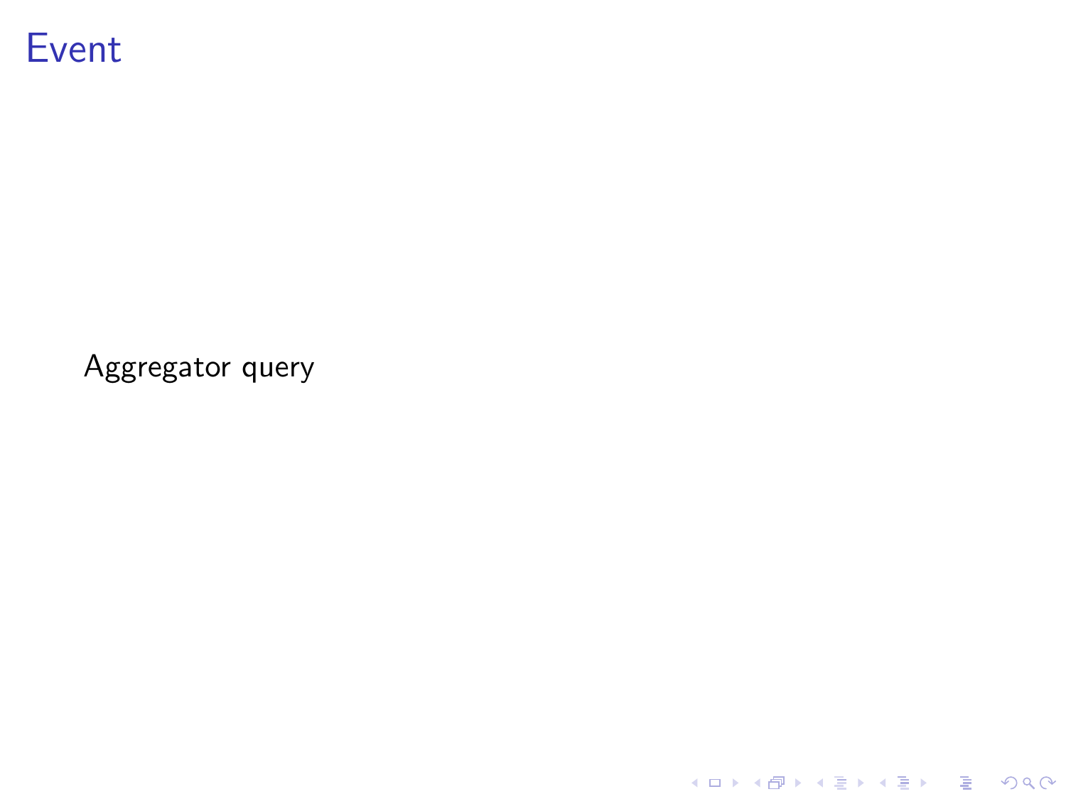# Event

Aggregator query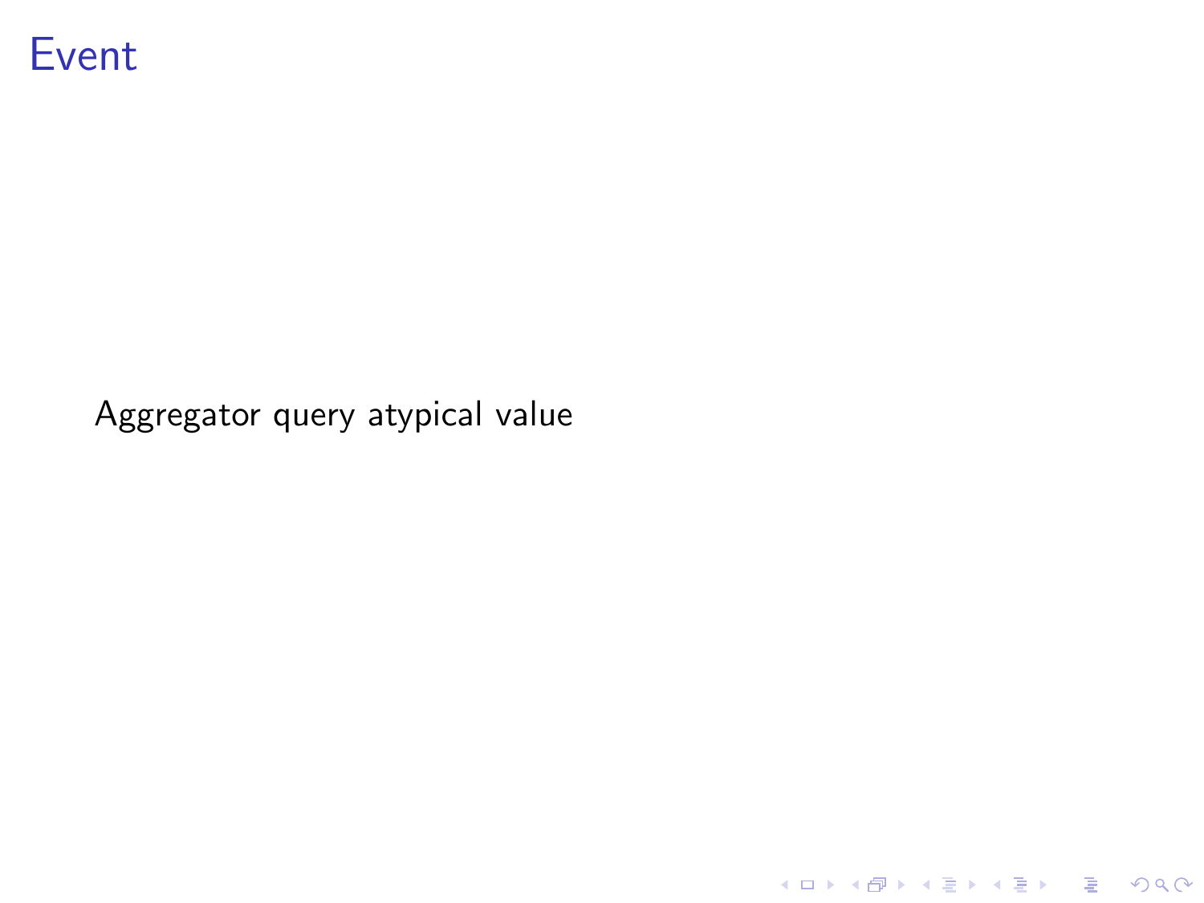# Event

Aggregator query atypical value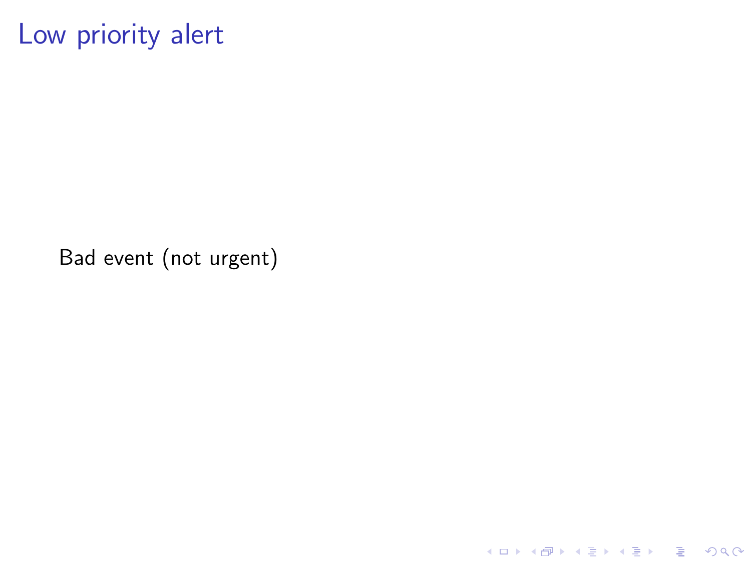# Low priority alert

Bad event (not urgent)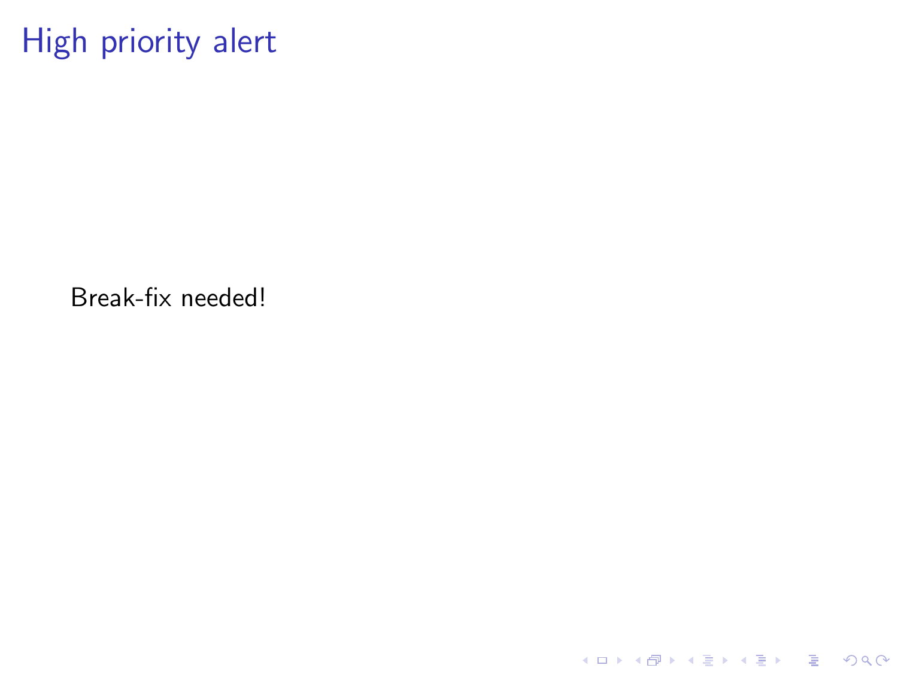# High priority alert

Break-fix needed!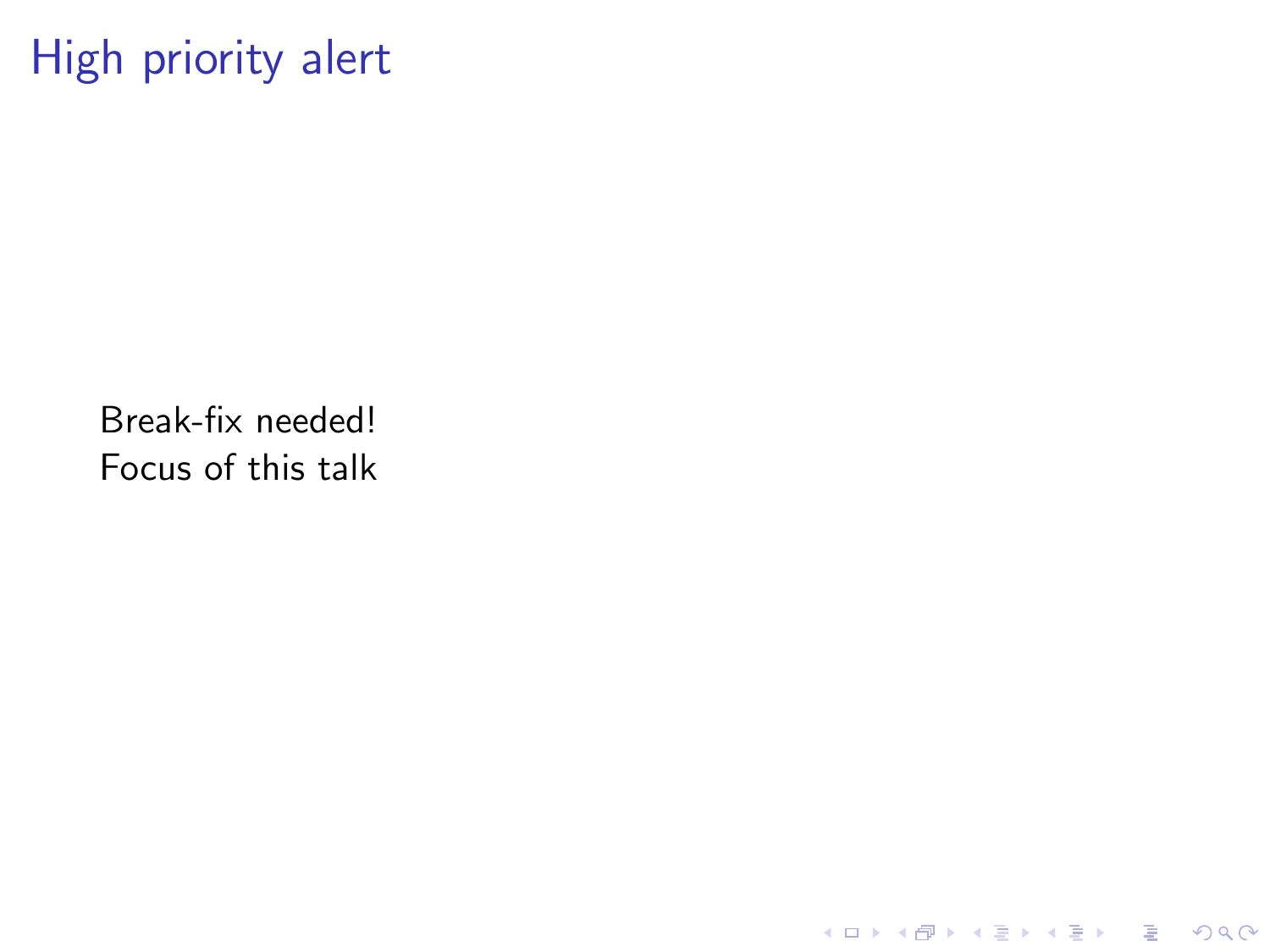# High priority alert

Break-fix needed!
Focus of this talk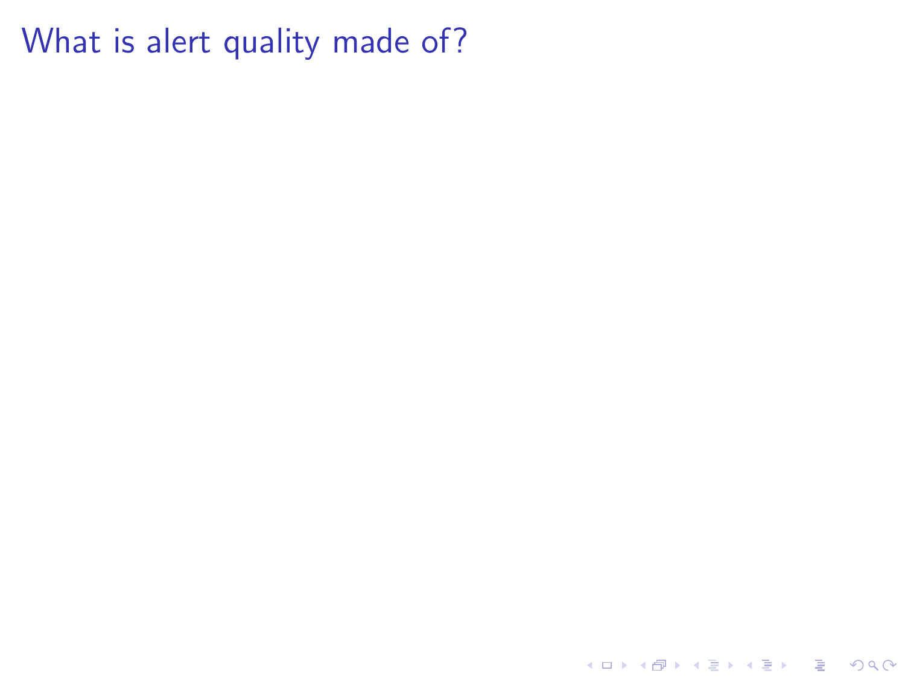# What is alert quality made of?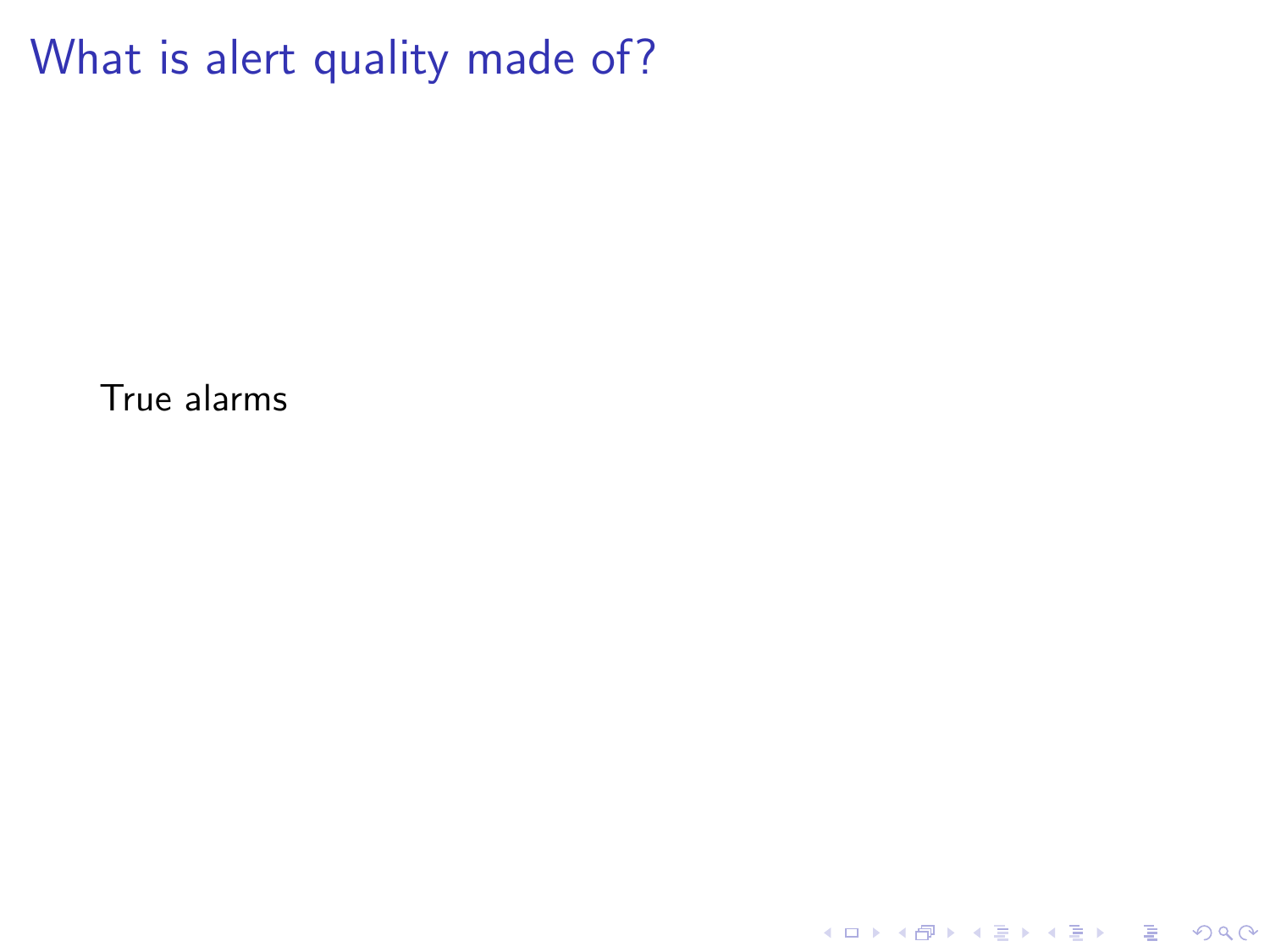# What is alert quality made of?

True alarms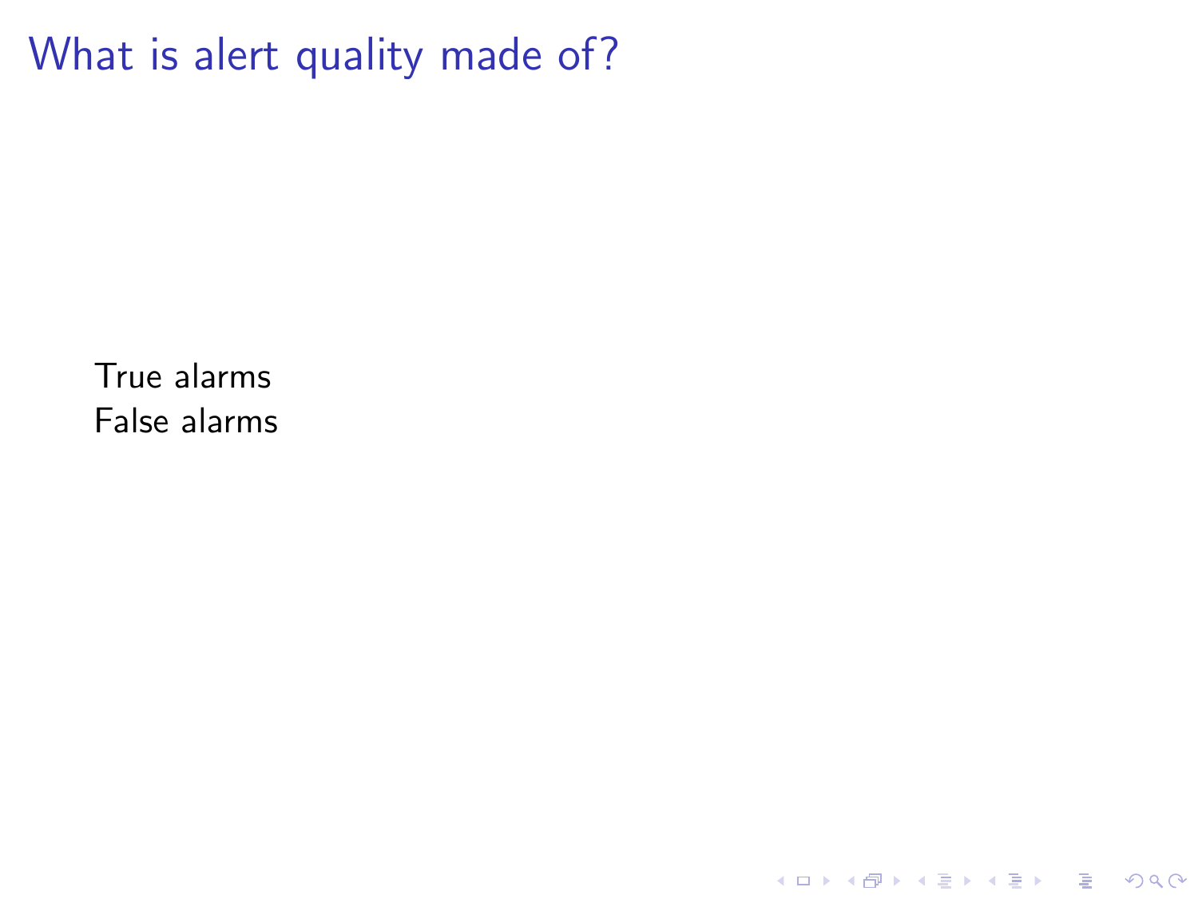# What is alert quality made of?

True alarms
False alarms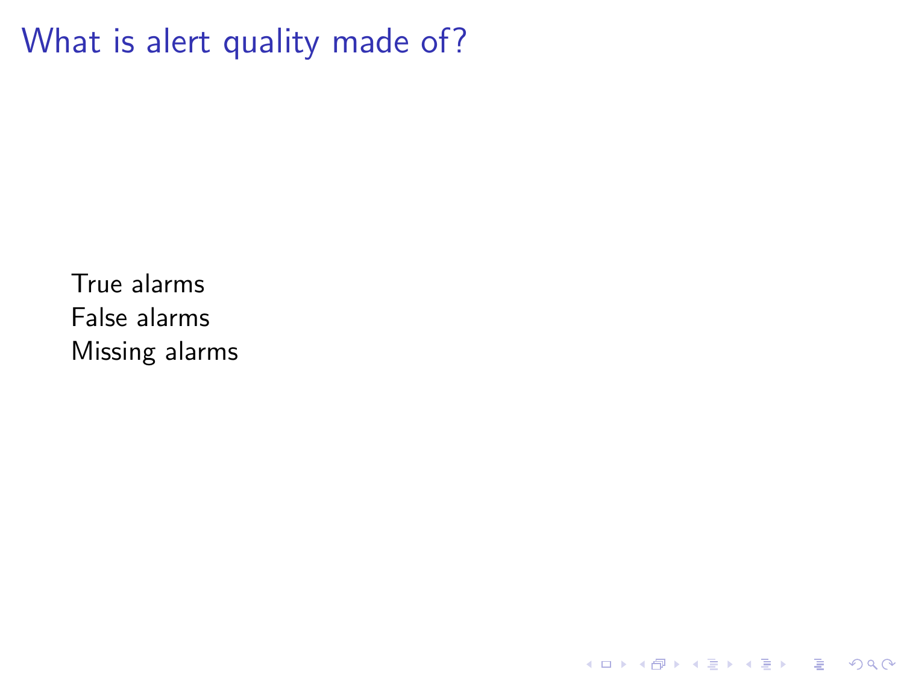# What is alert quality made of?

True alarms
False alarms
Missing alarms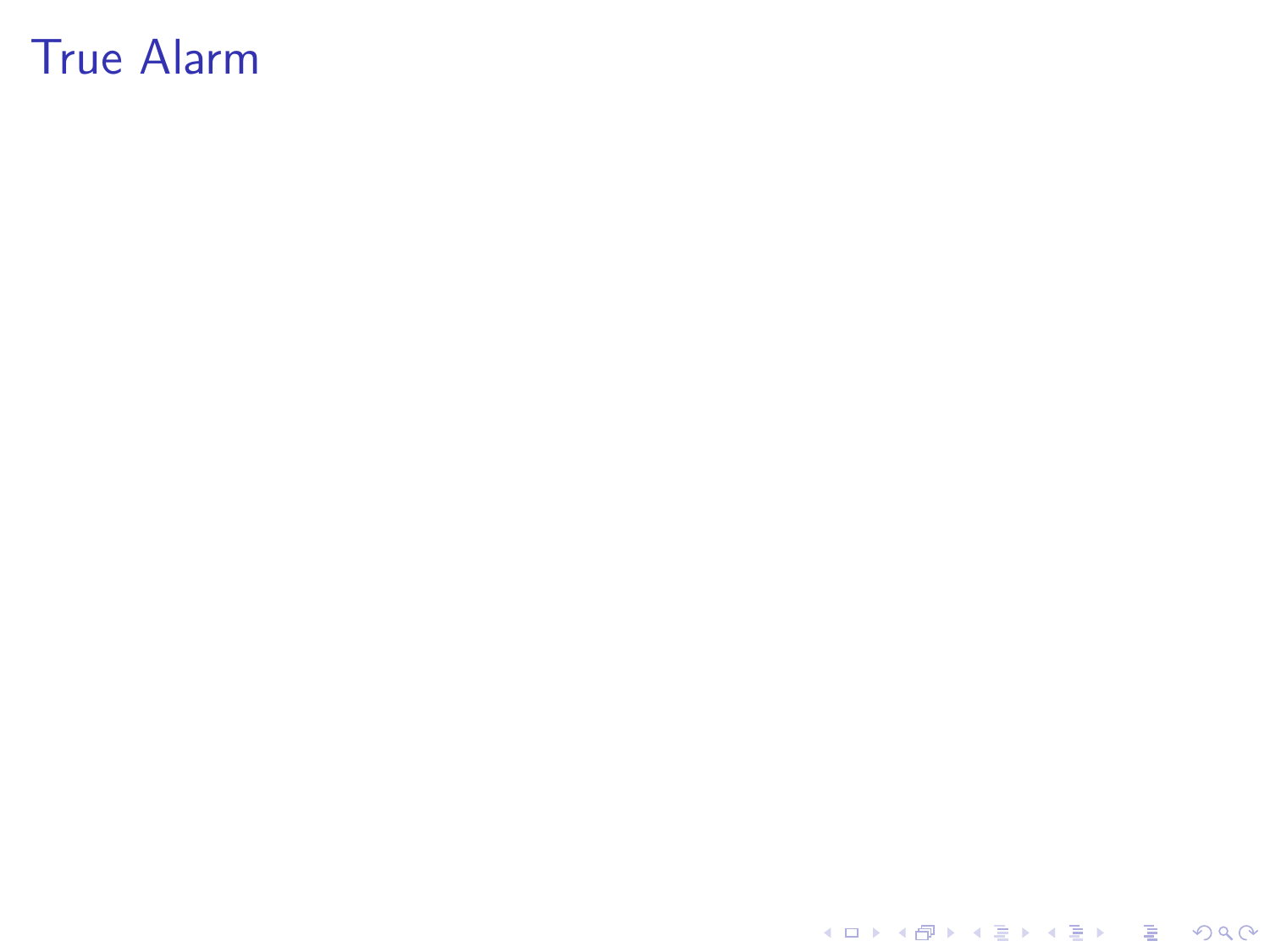# True Alarm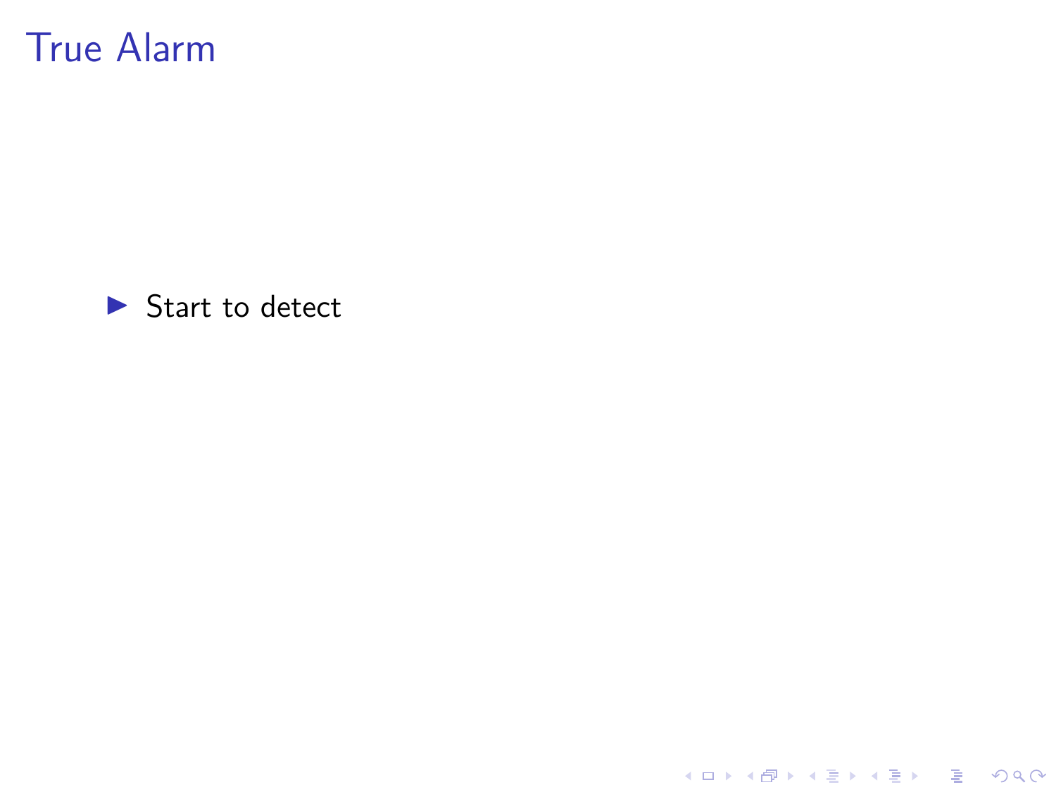# True Alarm

- Start to detect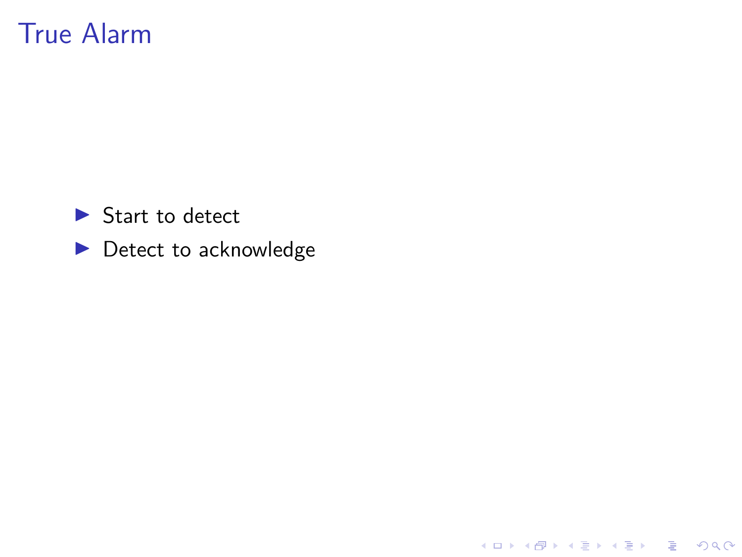# True Alarm

- Start to detect
- Detect to acknowledge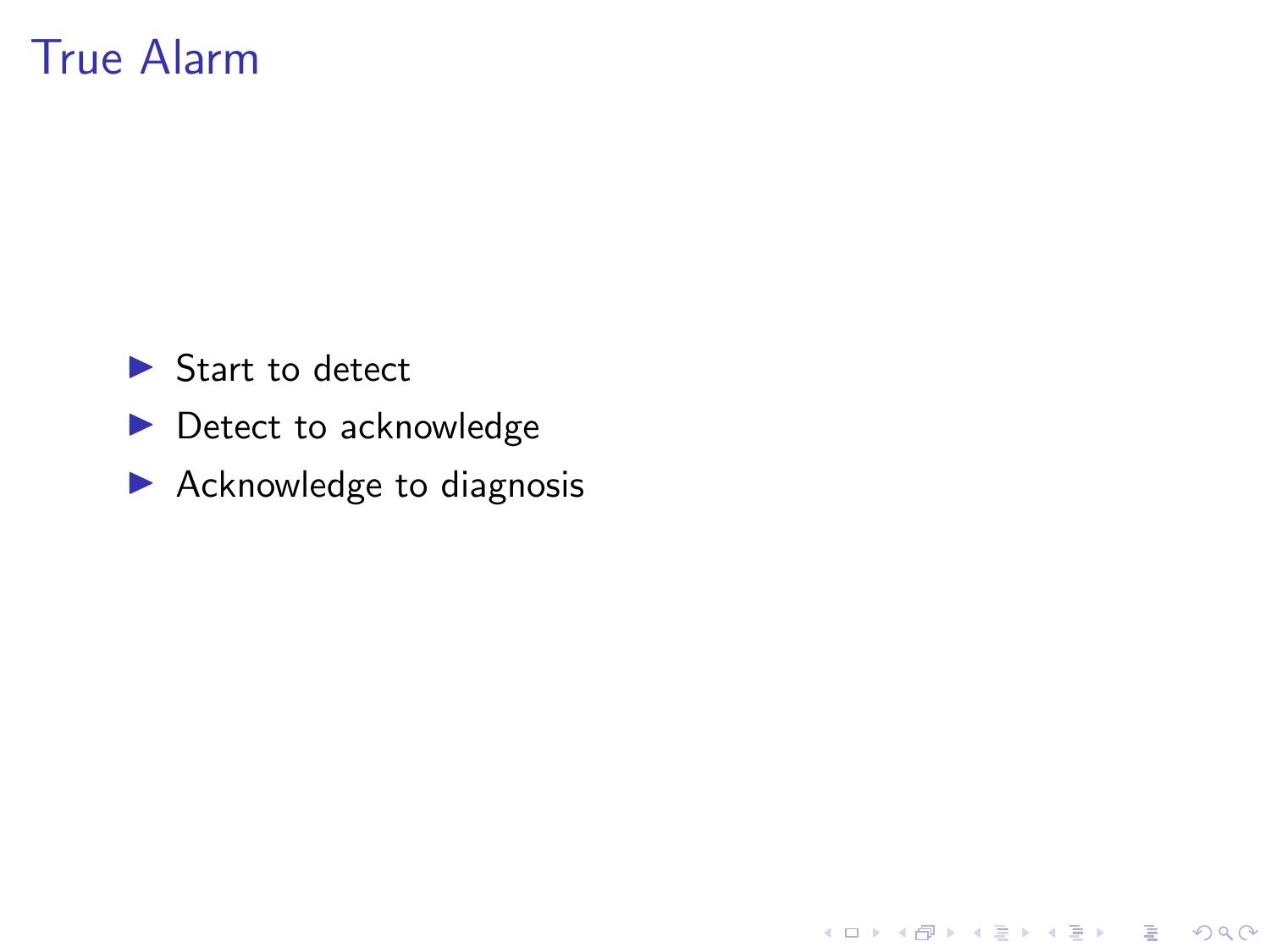# True Alarm

- Start to detect
- Detect to acknowledge
- Acknowledge to diagnosis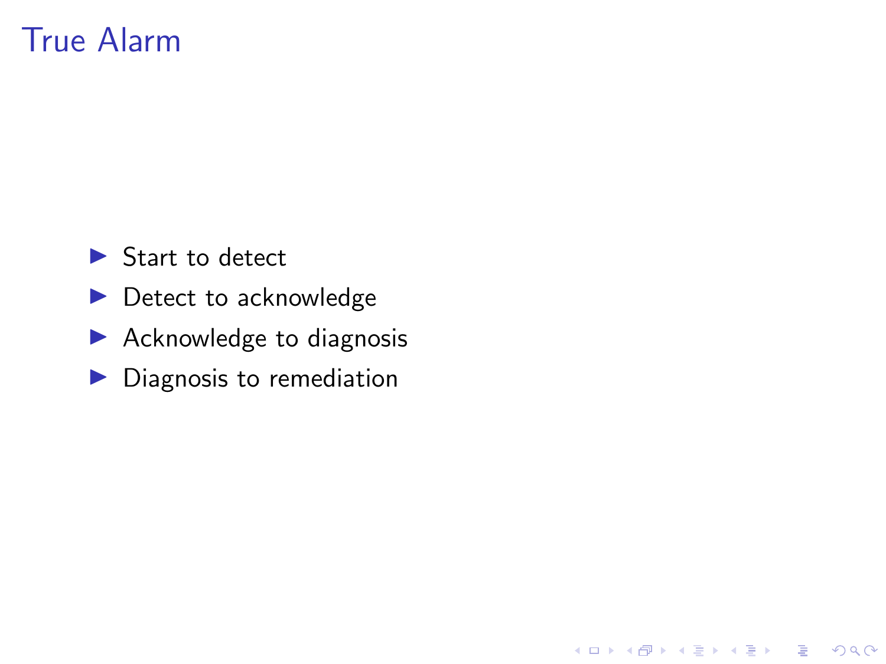# True Alarm

- Start to detect
- Detect to acknowledge
- Acknowledge to diagnosis
- Diagnosis to remediation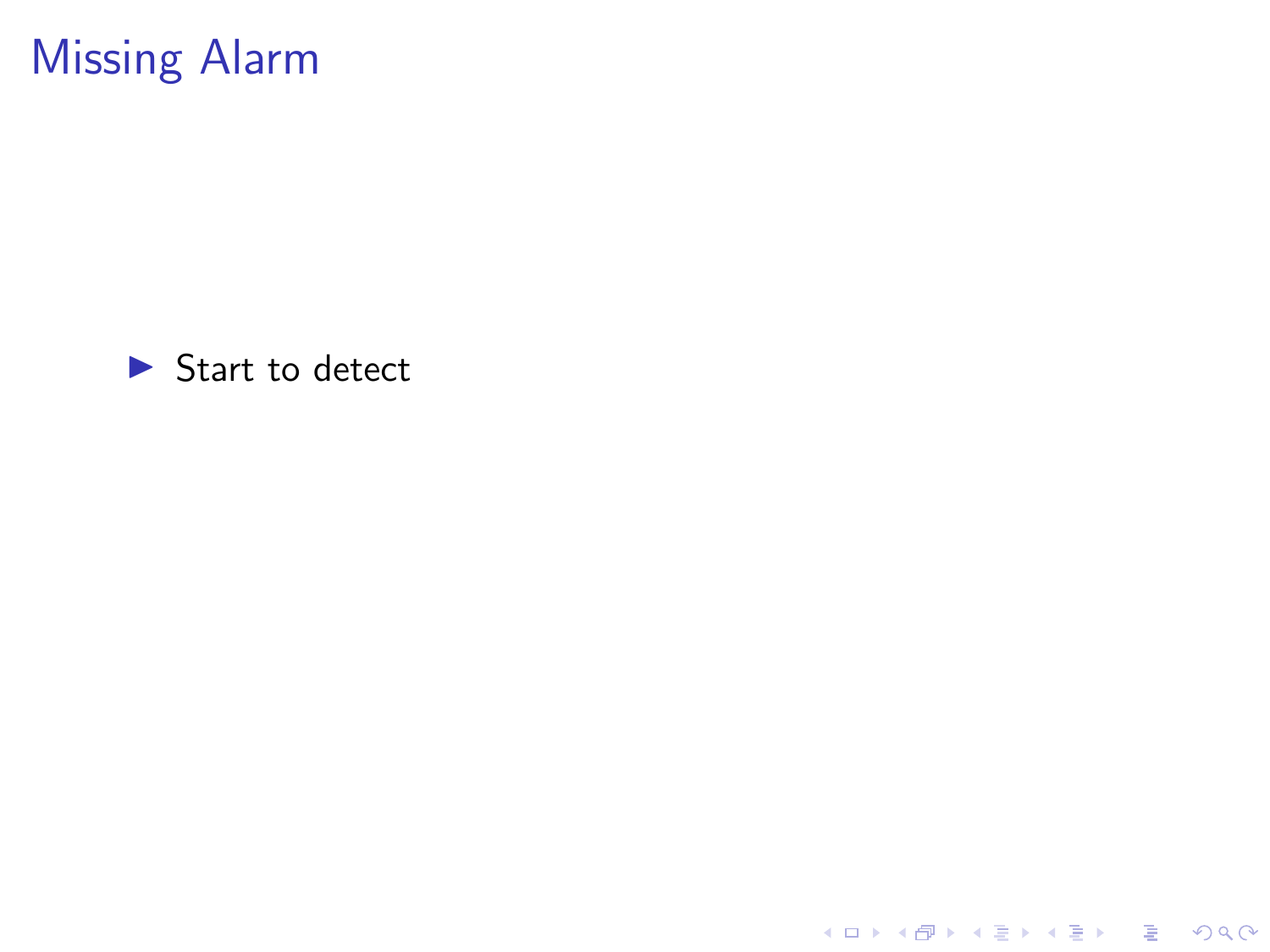# Missing Alarm

- Start to detect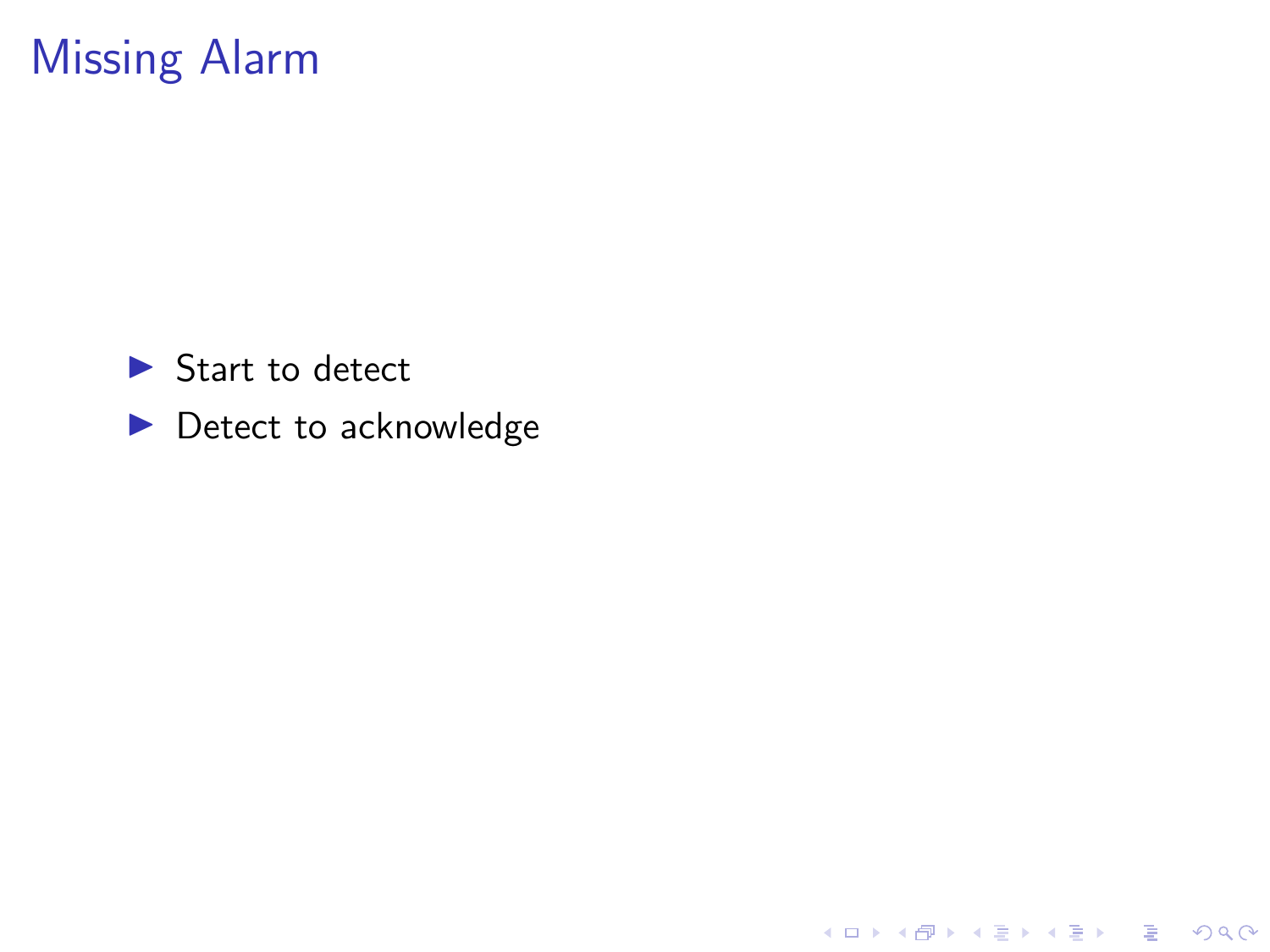# Missing Alarm

- Start to detect
- Detect to acknowledge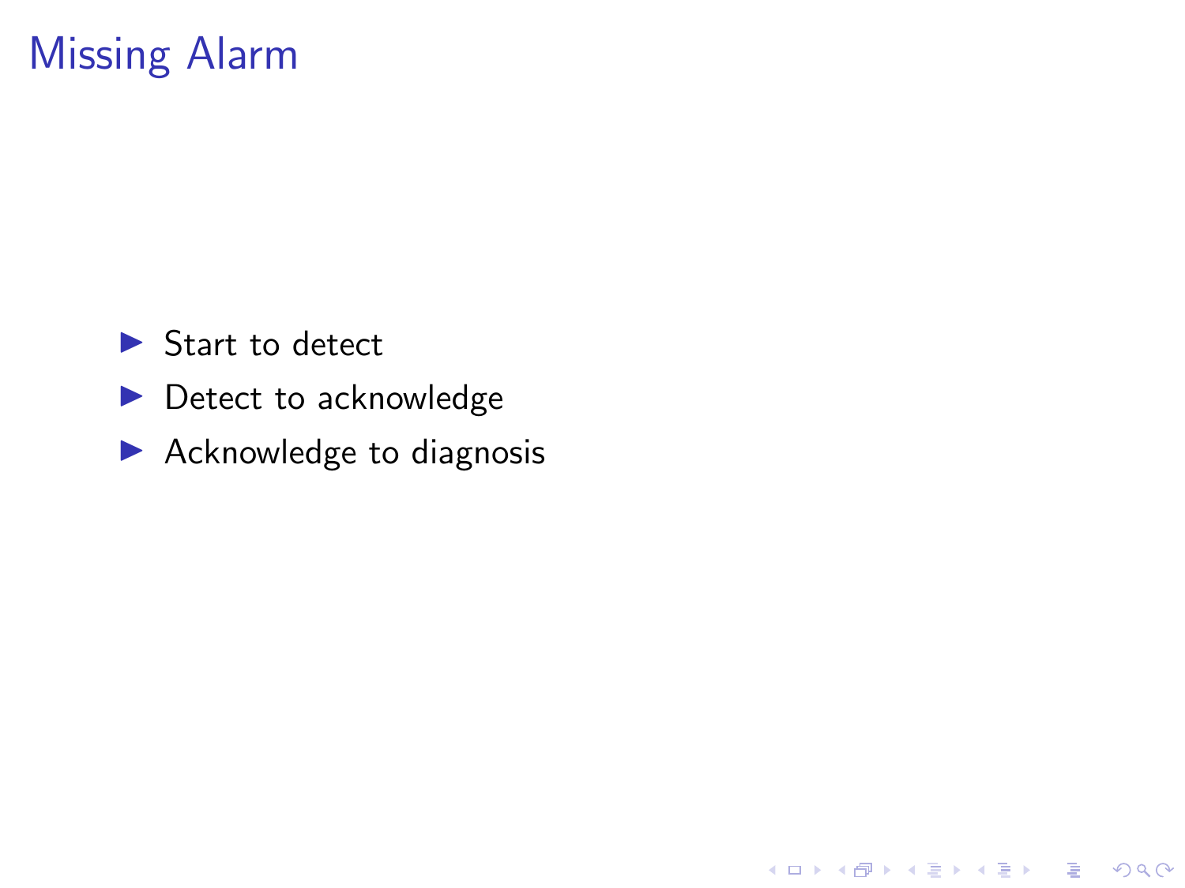# Missing Alarm

- Start to detect
- Detect to acknowledge
- Acknowledge to diagnosis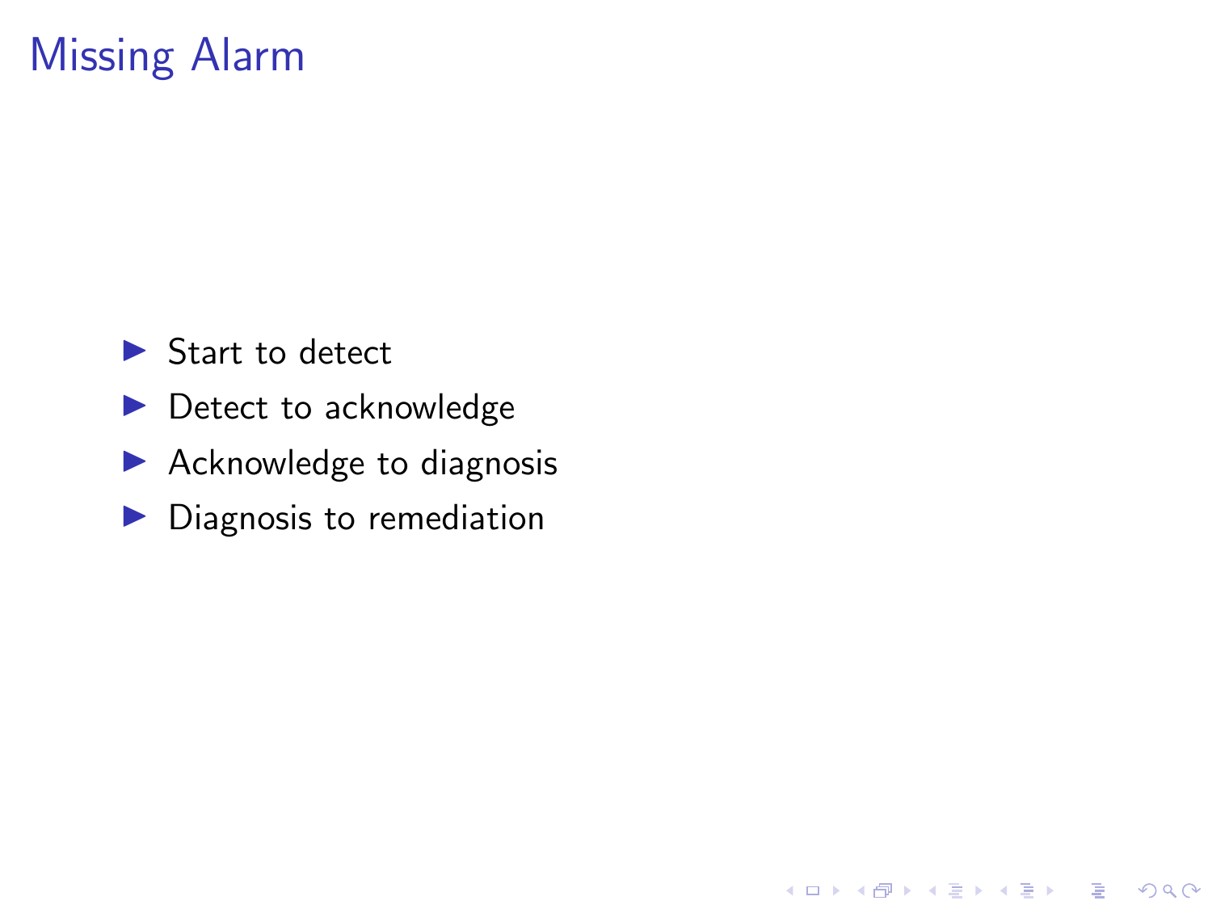# Missing Alarm

- Start to detect
- Detect to acknowledge
- Acknowledge to diagnosis
- Diagnosis to remediation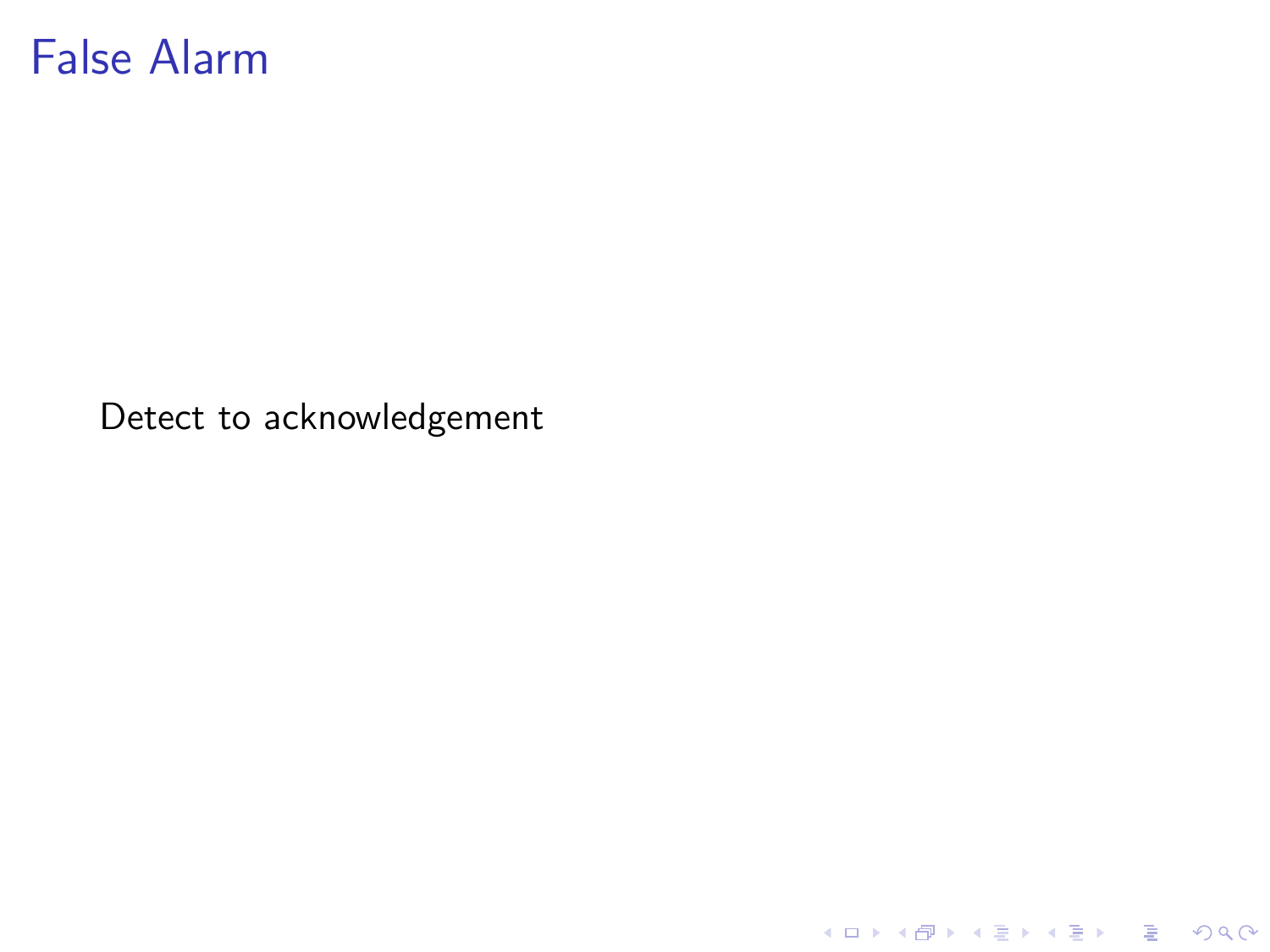# False Alarm

Detect to acknowledgement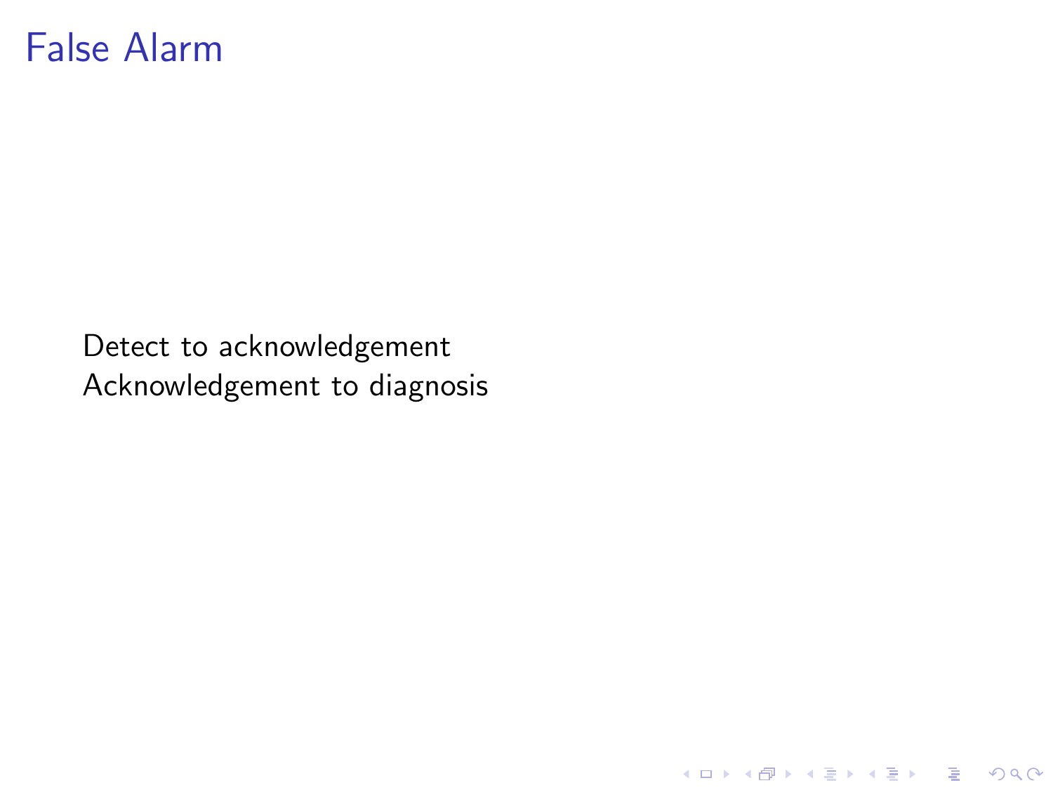# False Alarm

Detect to acknowledgement
Acknowledgement to diagnosis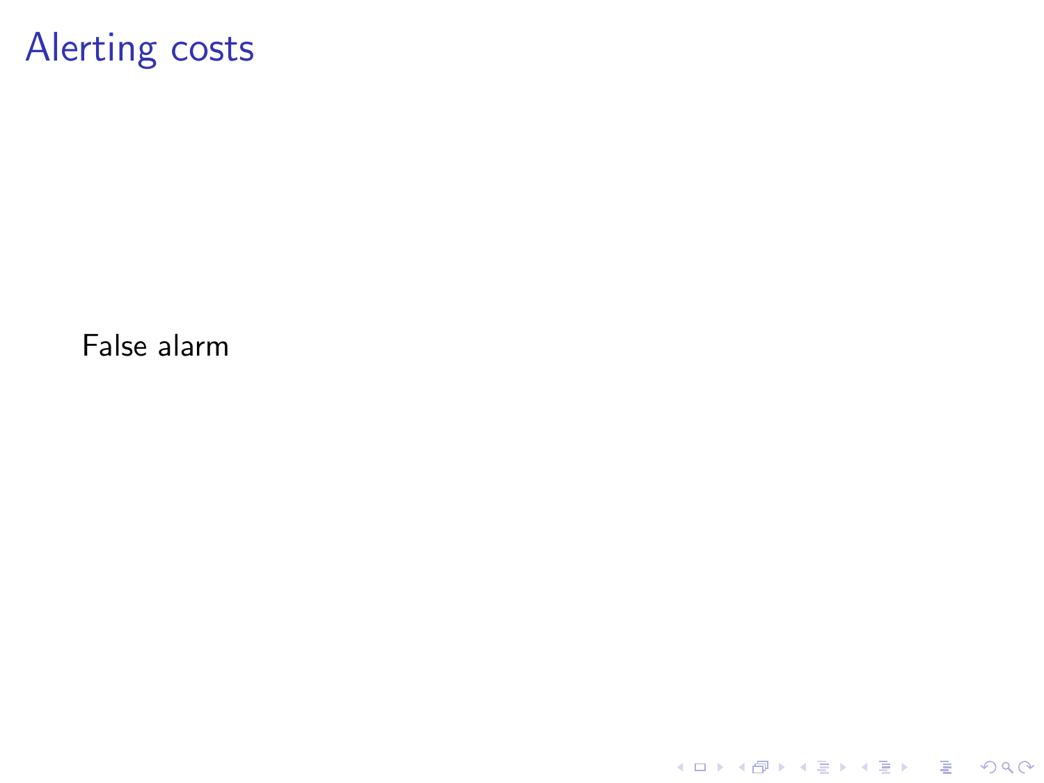# Alerting costs

False alarm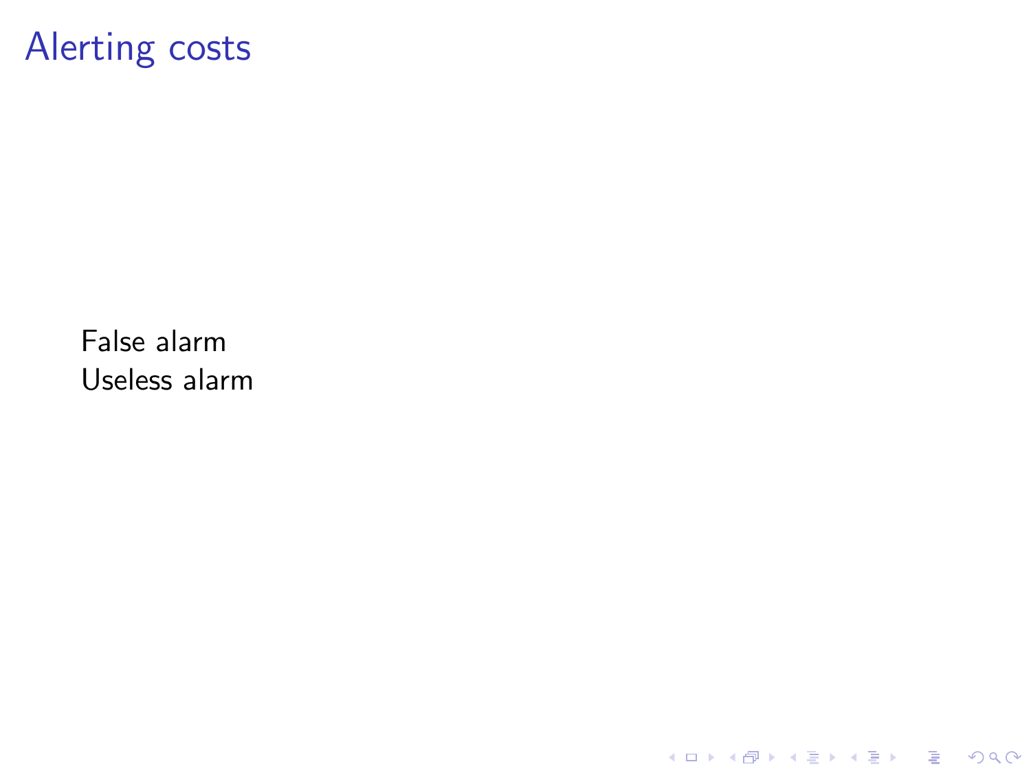# Alerting costs

False alarm
Useless alarm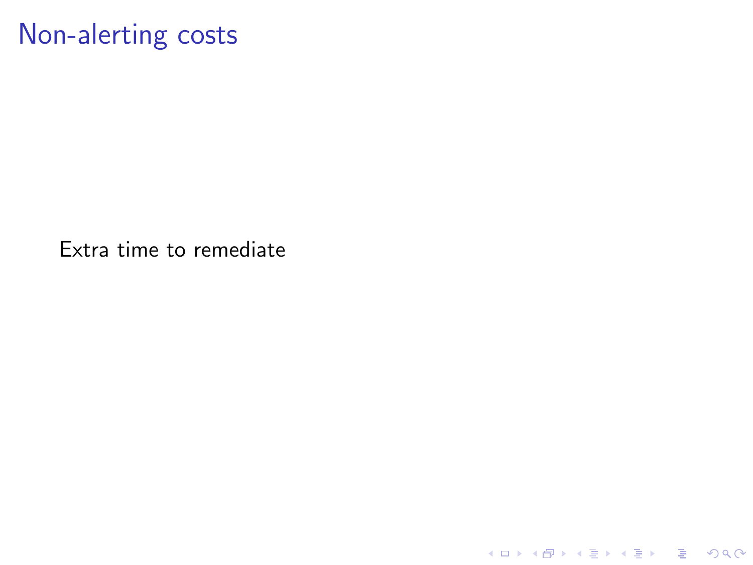# Non-alerting costs

Extra time to remediate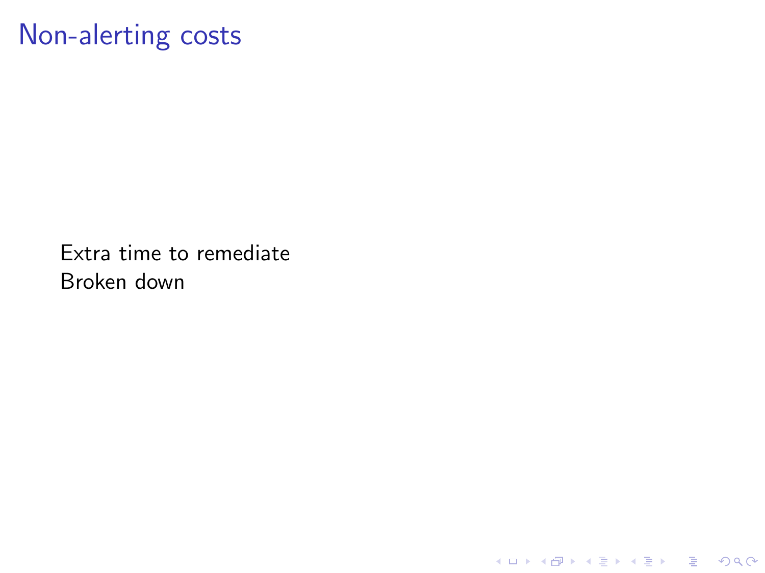# Non-alerting costs

Extra time to remediate
Broken down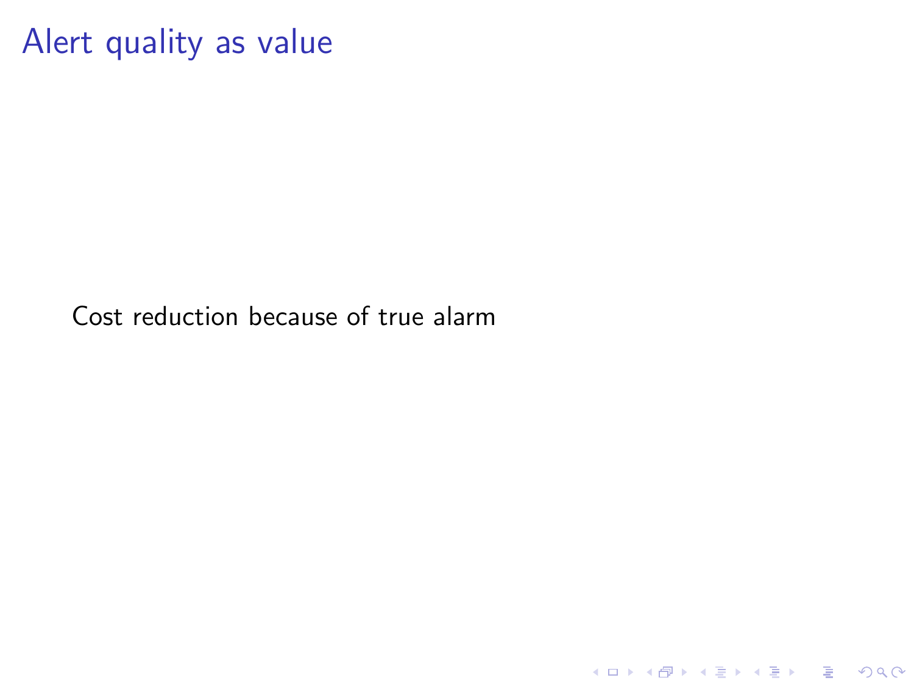# Alert quality as value

Cost reduction because of true alarm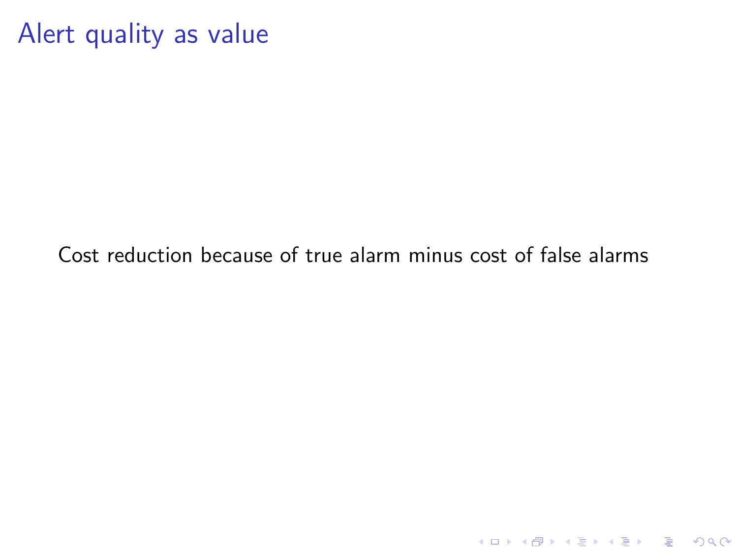# Alert quality as value

Cost reduction because of true alarm minus cost of false alarms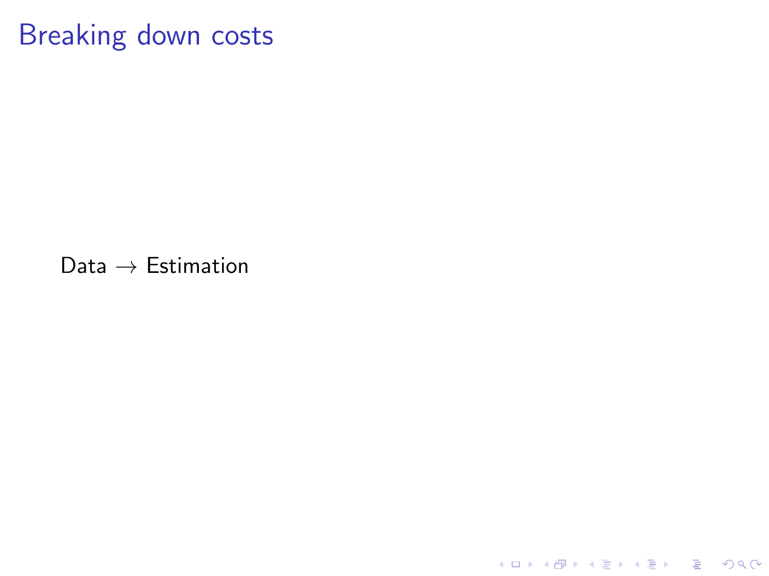# Breaking down costs

Data $\rightarrow$ Estimation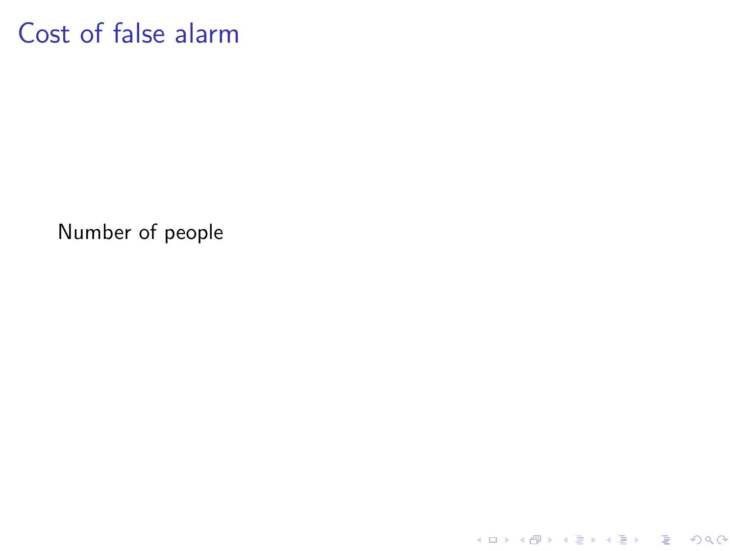# Cost of false alarm

Number of people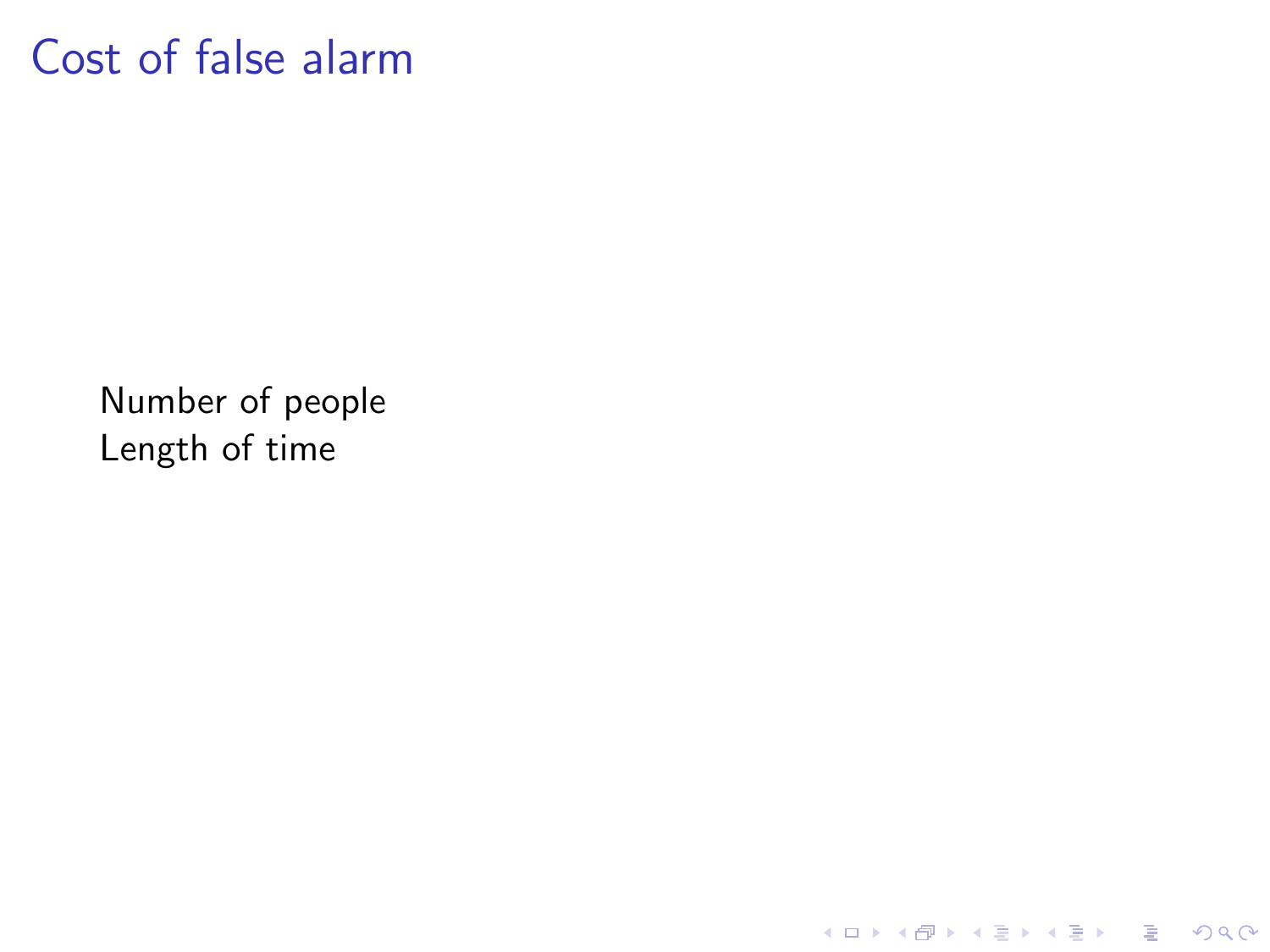# Cost of false alarm

Number of people
Length of time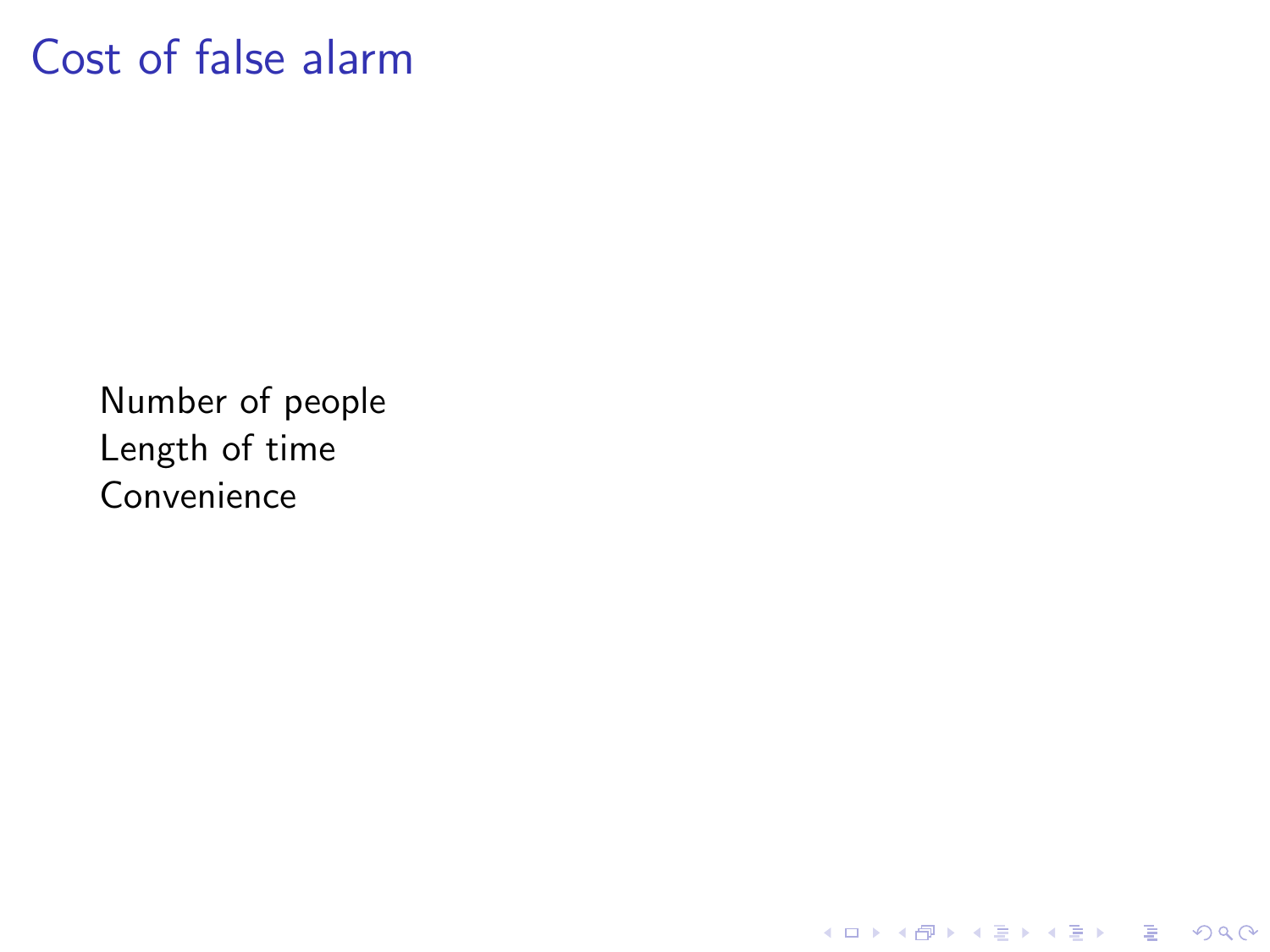# Cost of false alarm

Number of people
Length of time
Convenience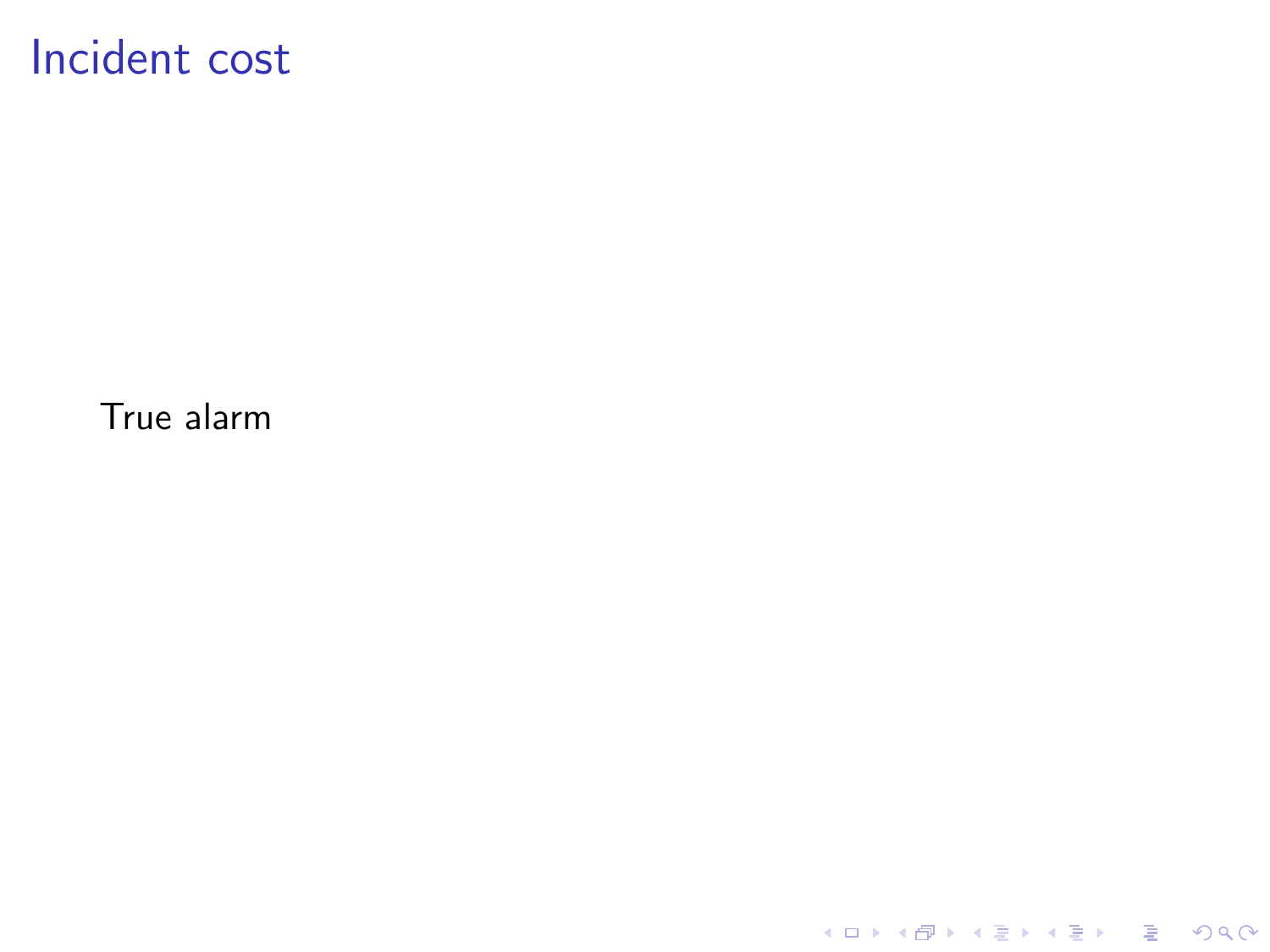# Incident cost

True alarm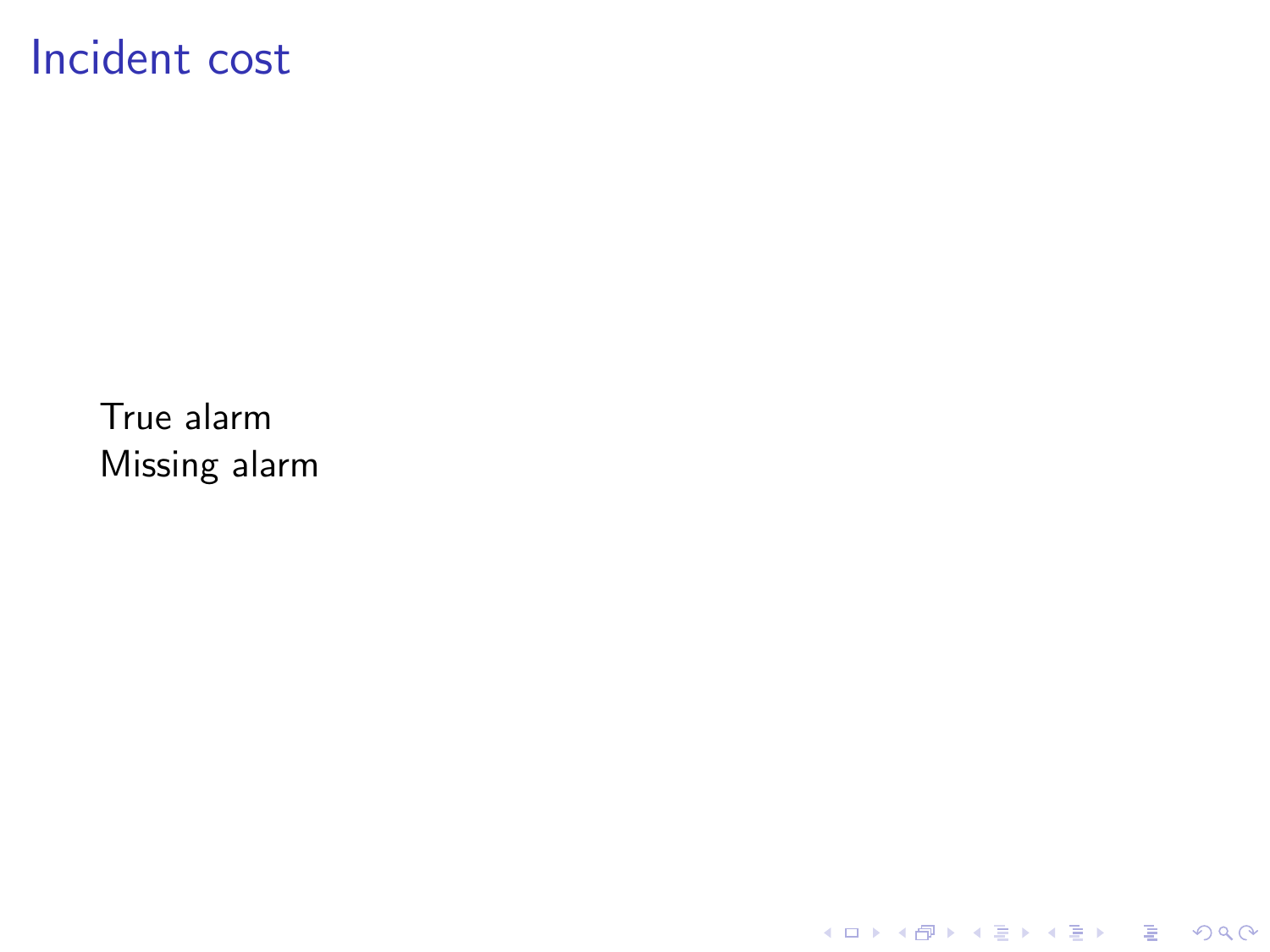# Incident cost

True alarm
Missing alarm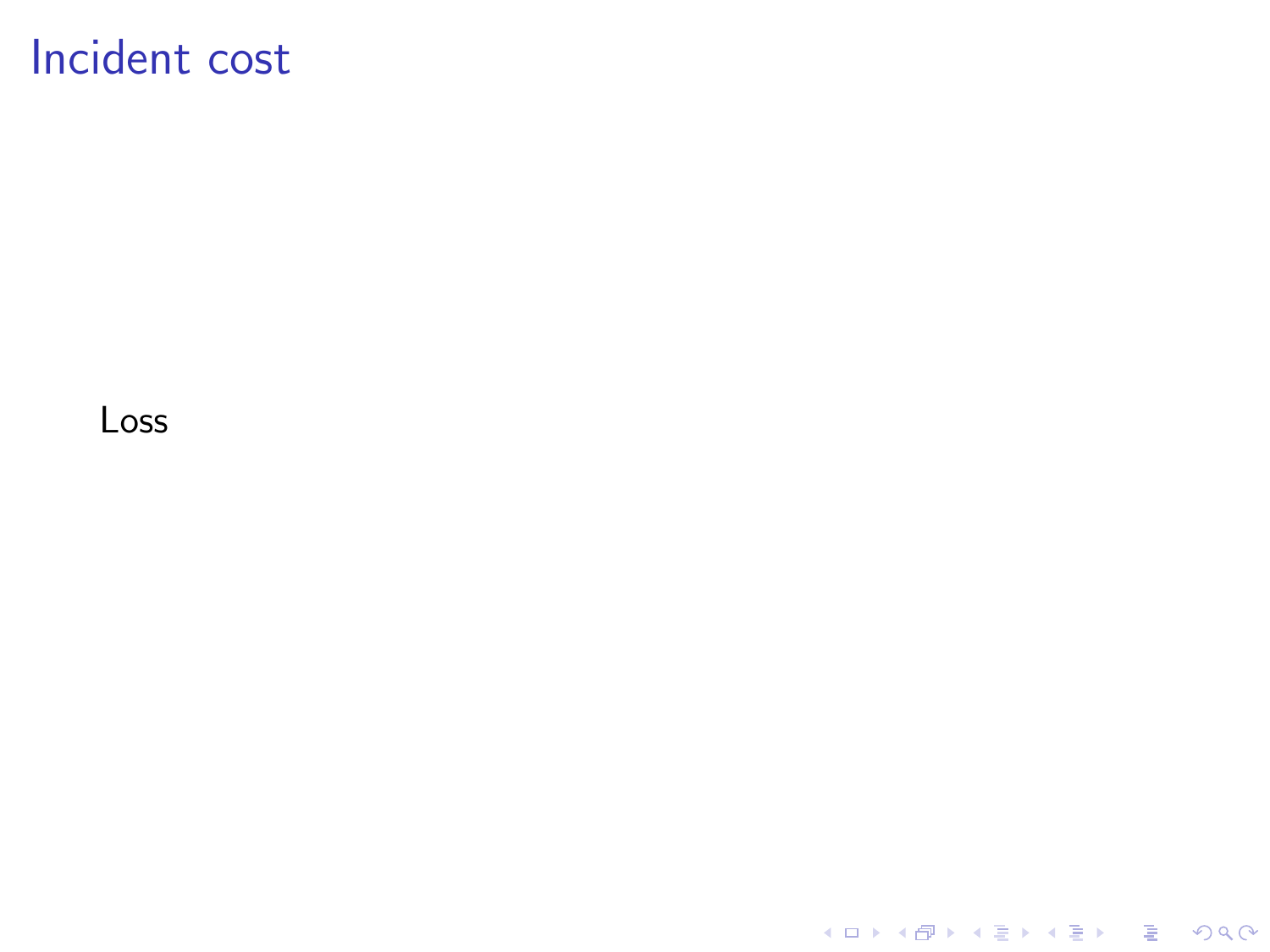# Incident cost

Loss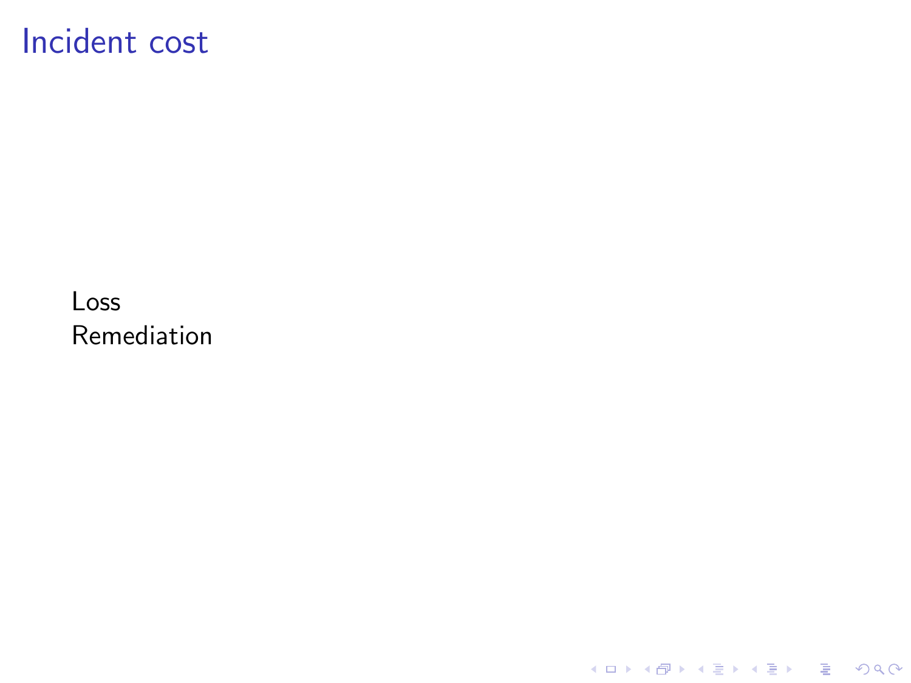# Incident cost

Loss
Remediation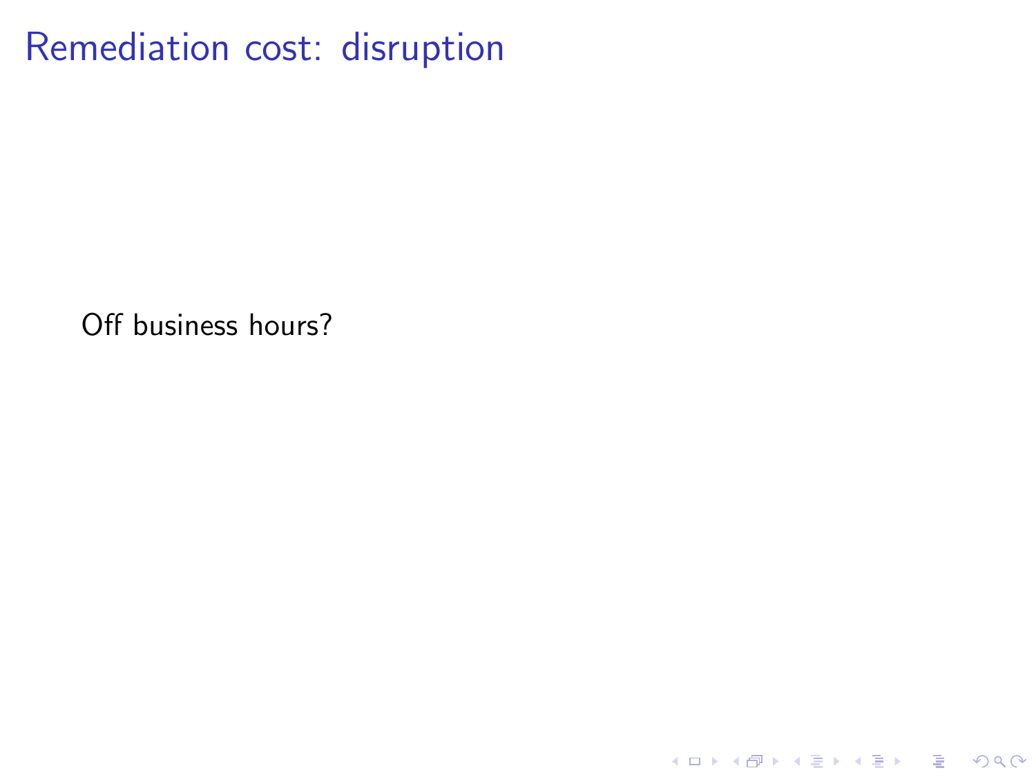# Remediation cost: disruption

Off business hours?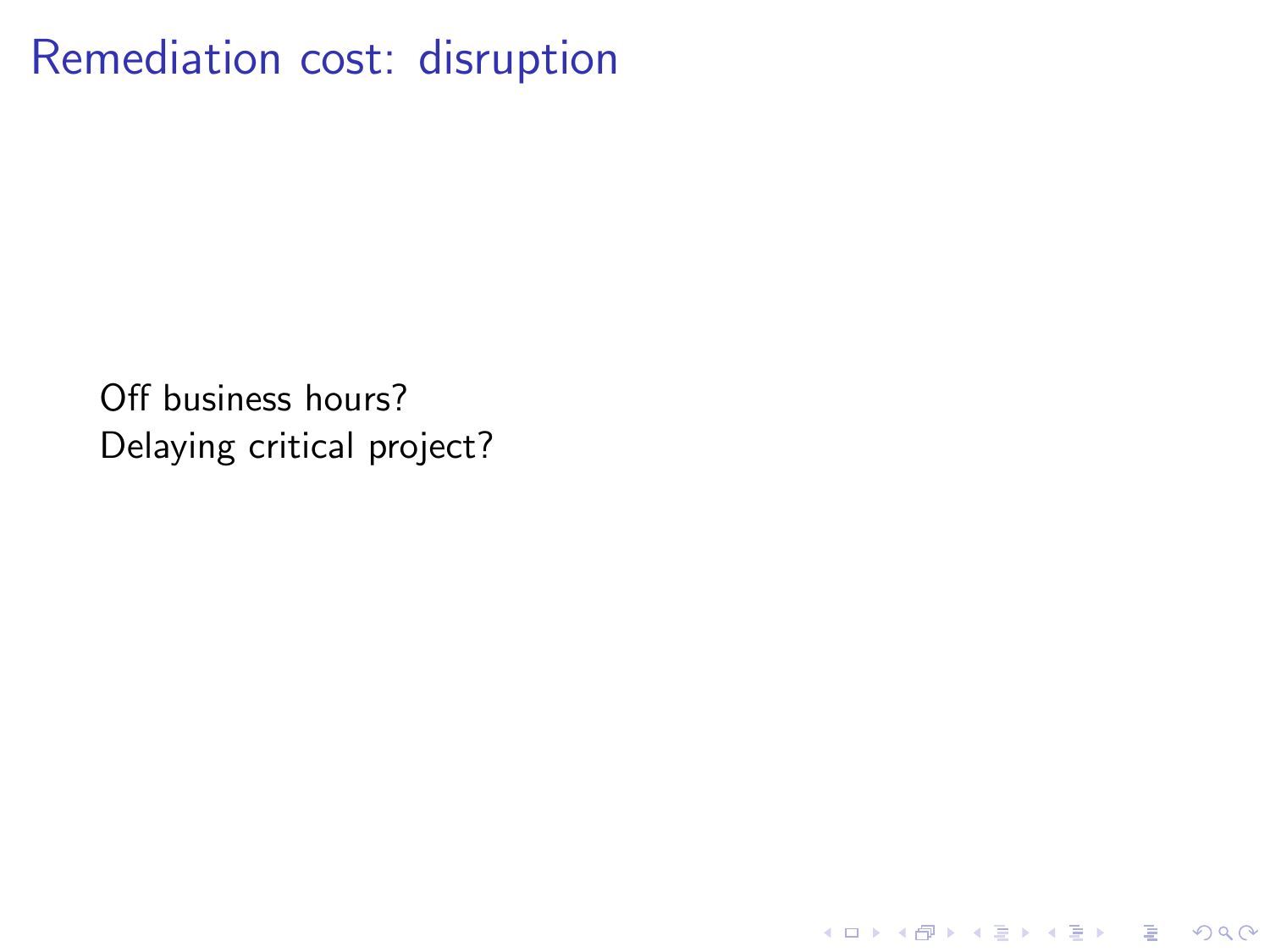# Remediation cost: disruption

Off business hours?
Delaying critical project?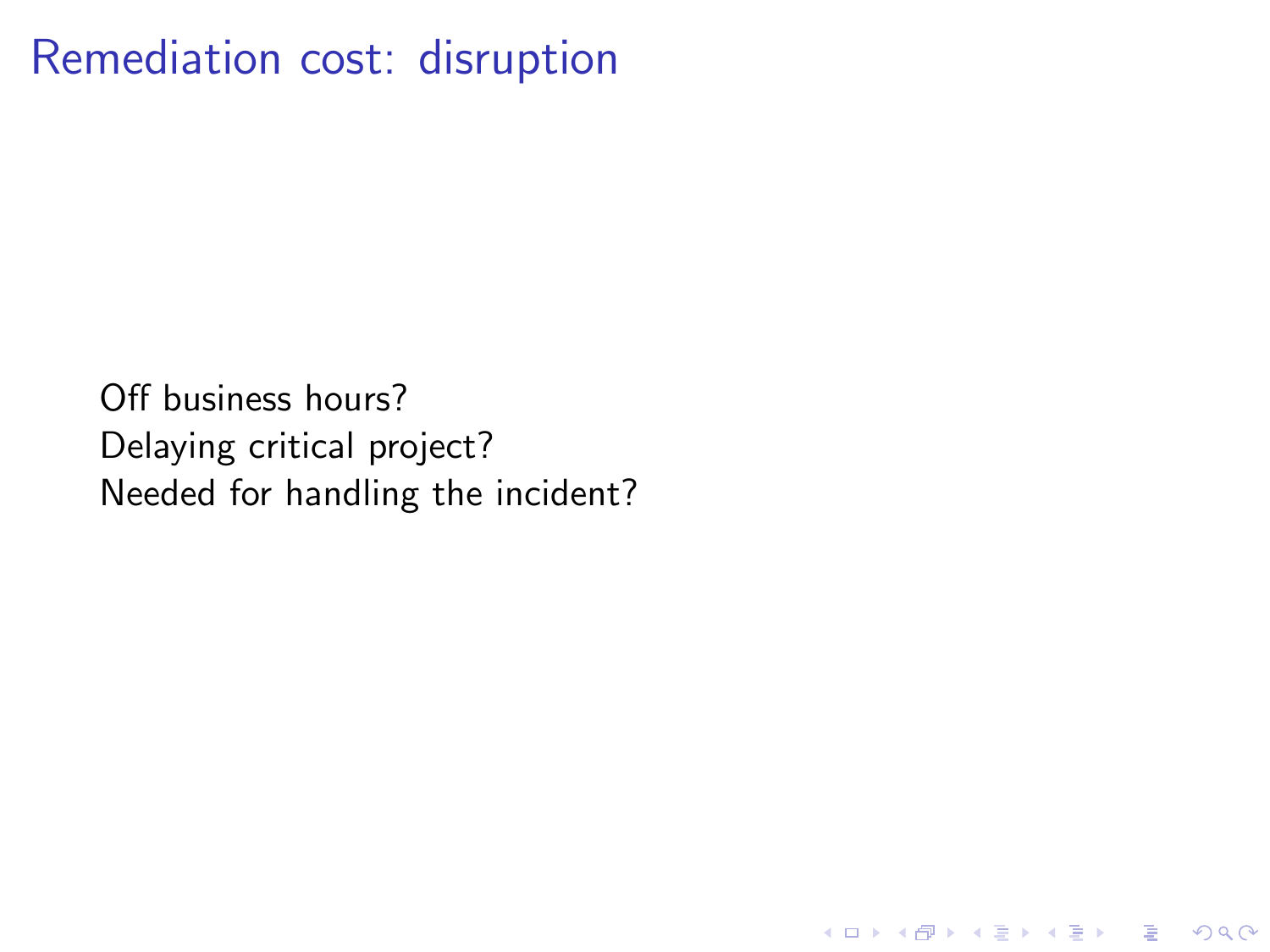# Remediation cost: disruption

Off business hours?
Delaying critical project?
Needed for handling the incident?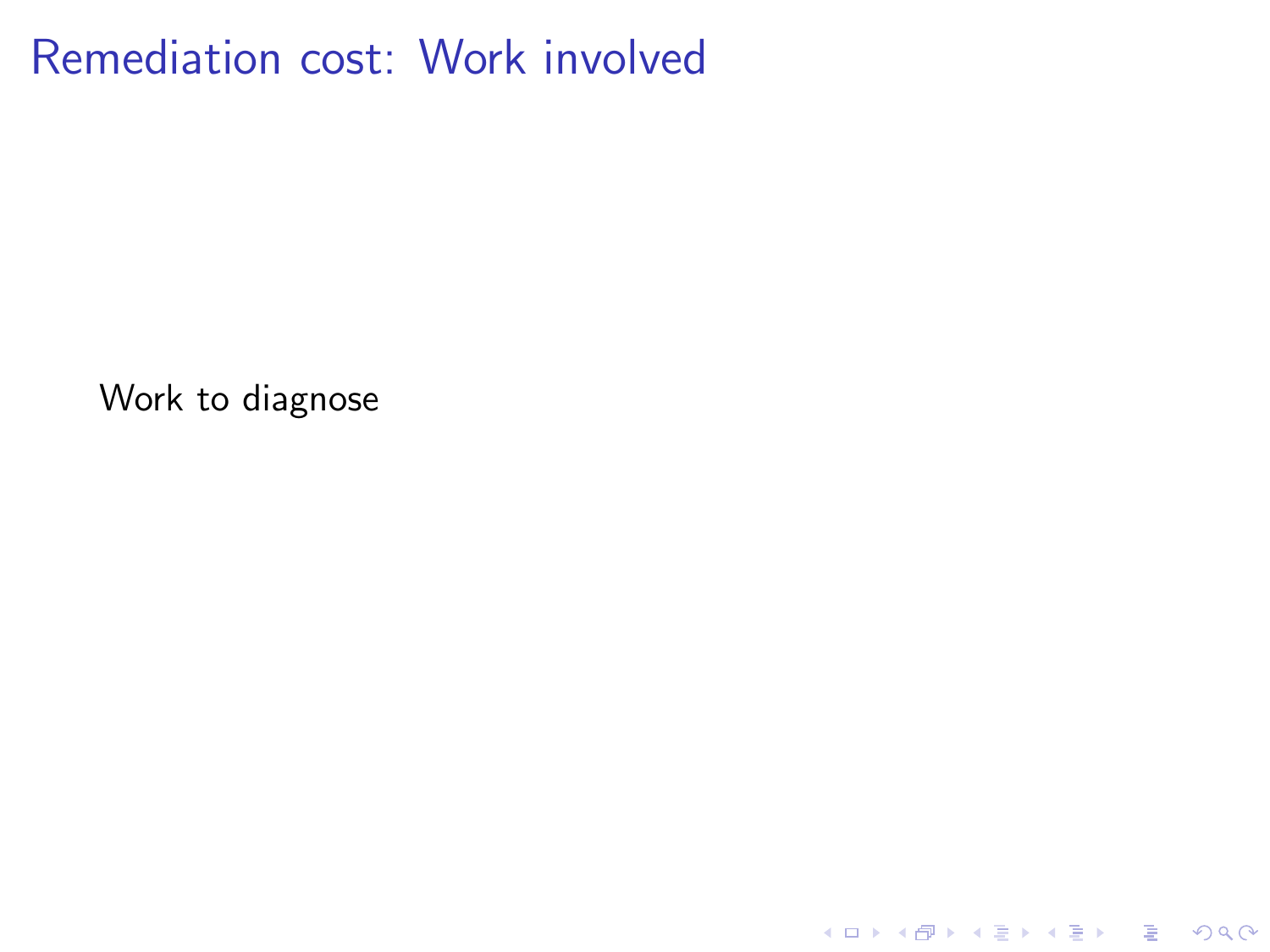# Remediation cost: Work involved

Work to diagnose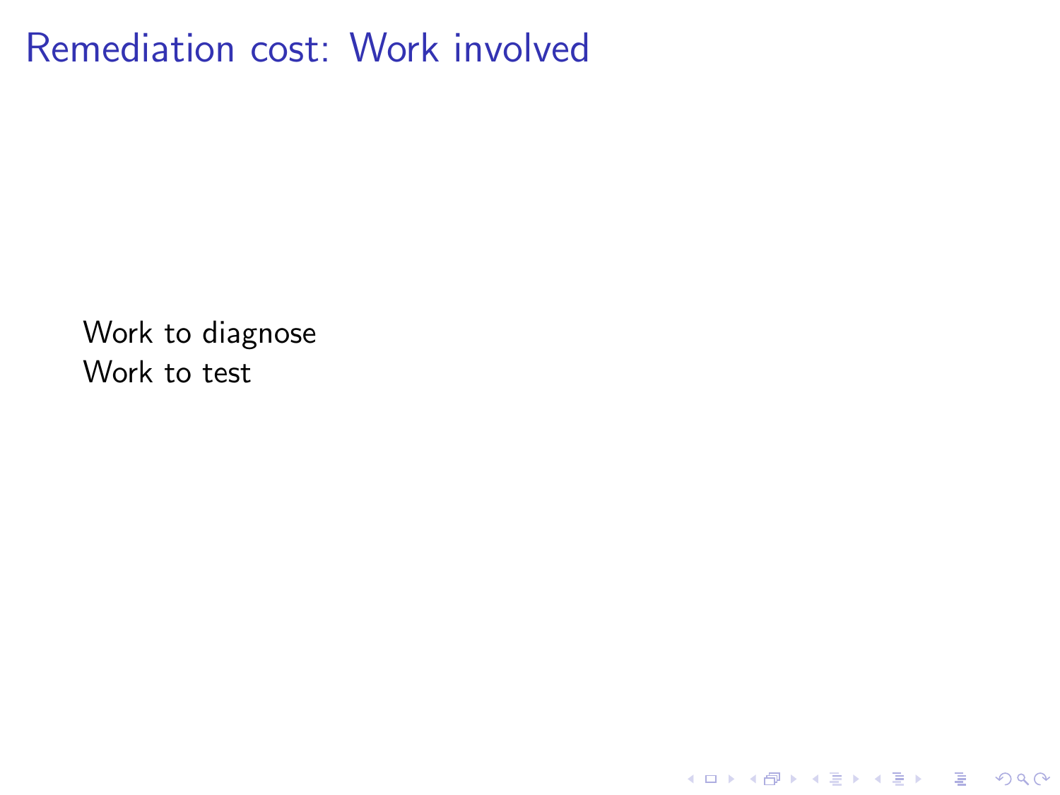# Remediation cost: Work involved

Work to diagnose
Work to test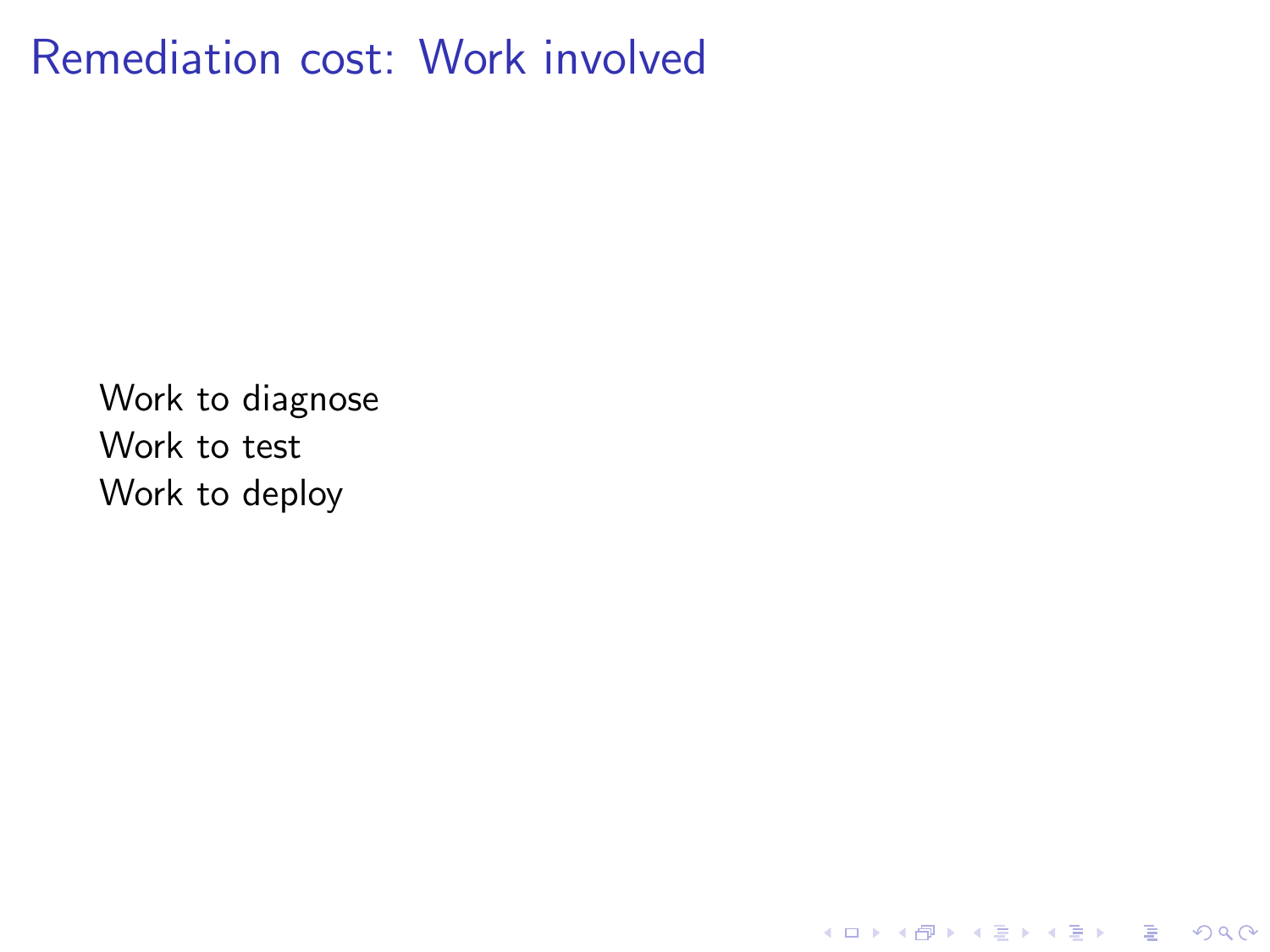# Remediation cost: Work involved

Work to diagnose
Work to test
Work to deploy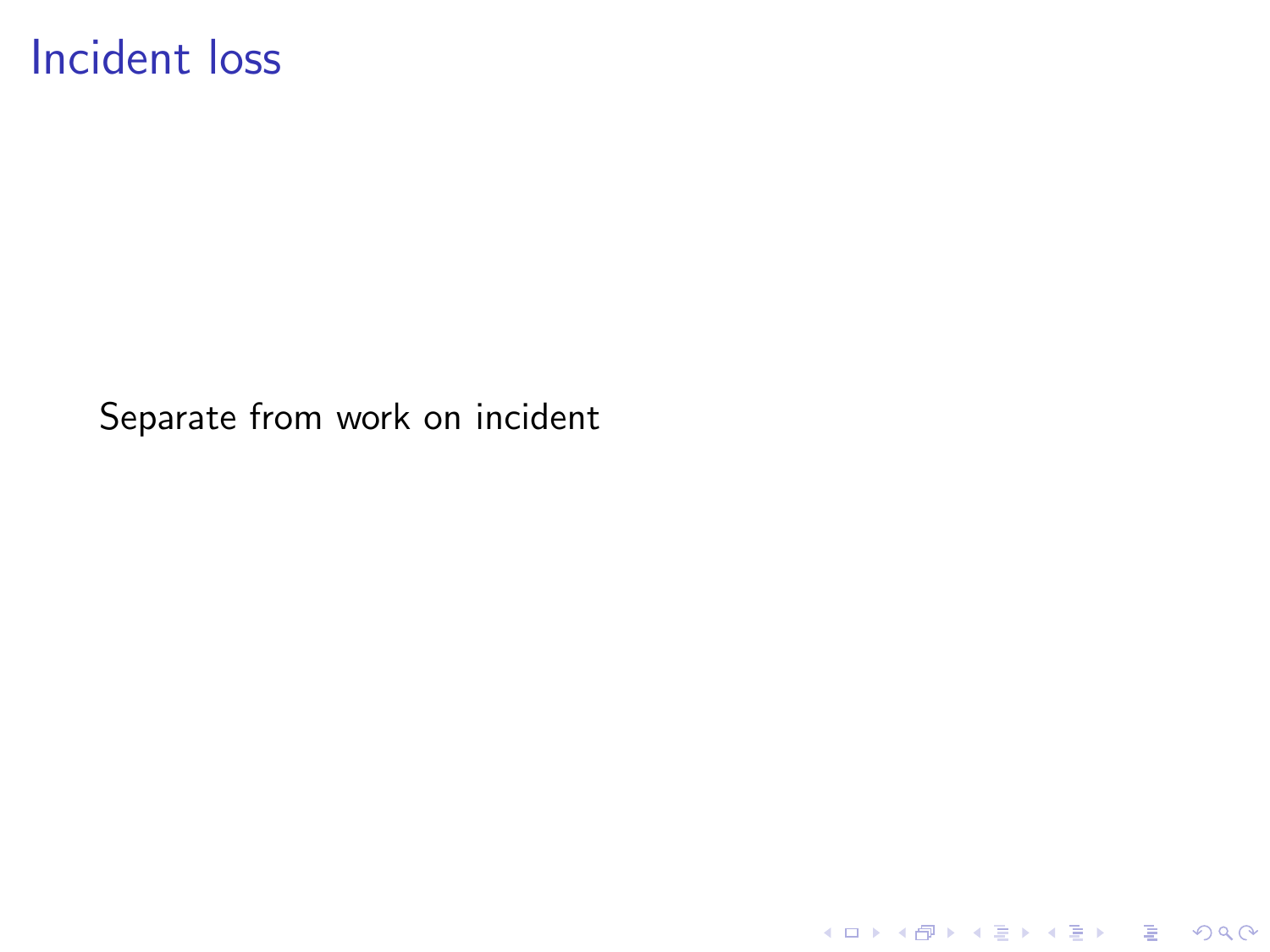# Incident loss

Separate from work on incident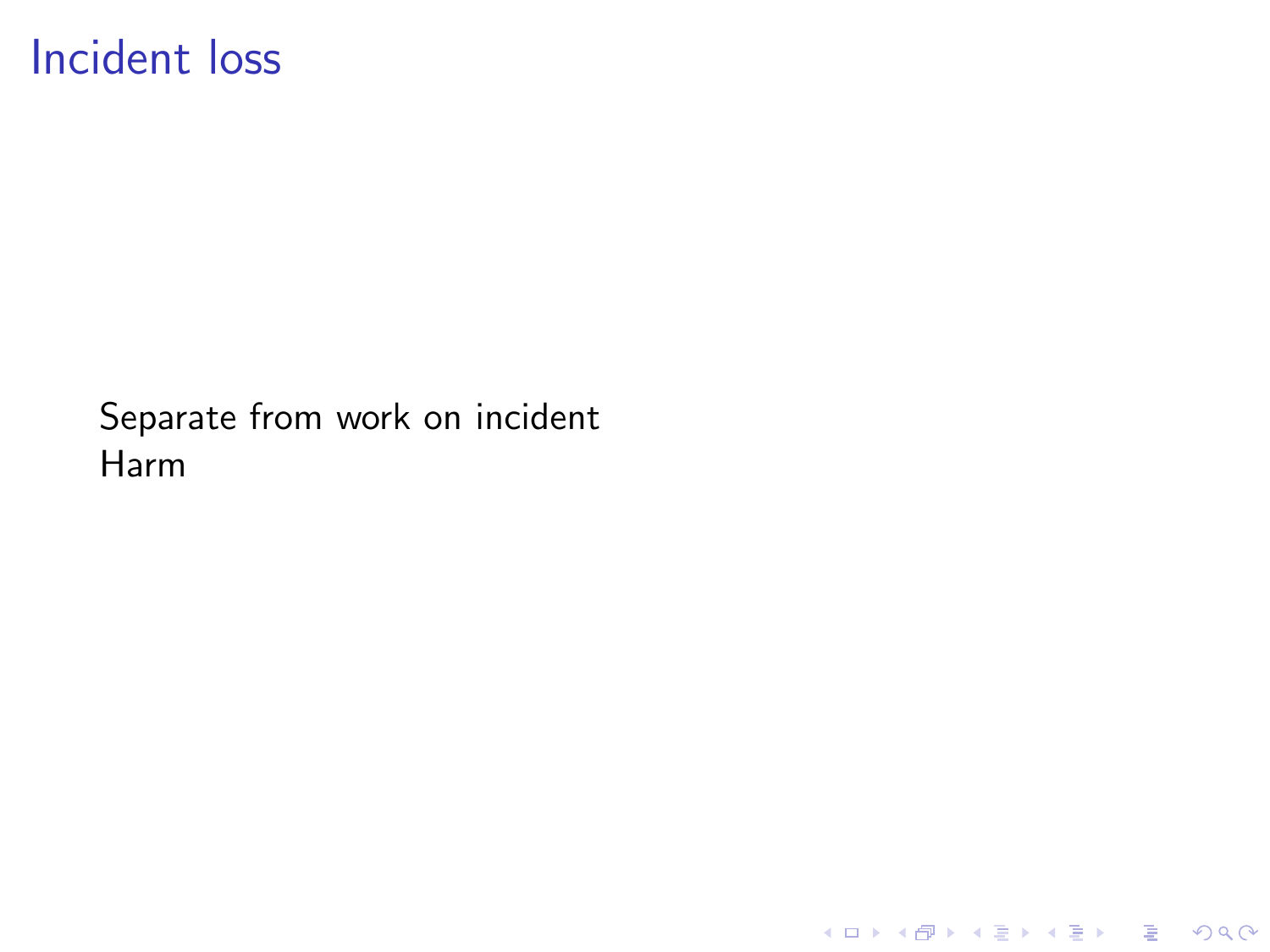# Incident loss

Separate from work on incident
Harm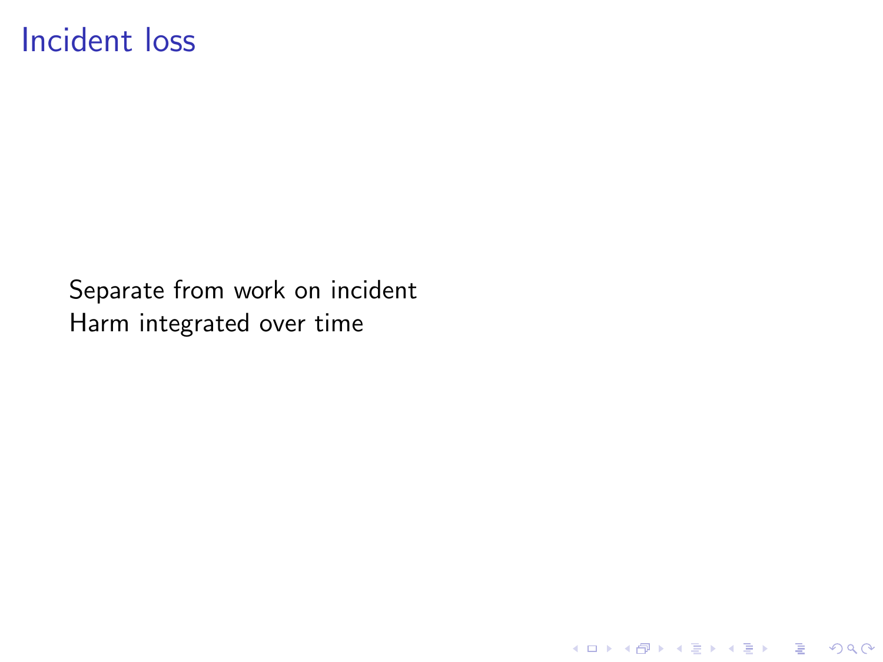# Incident loss

Separate from work on incident
Harm integrated over time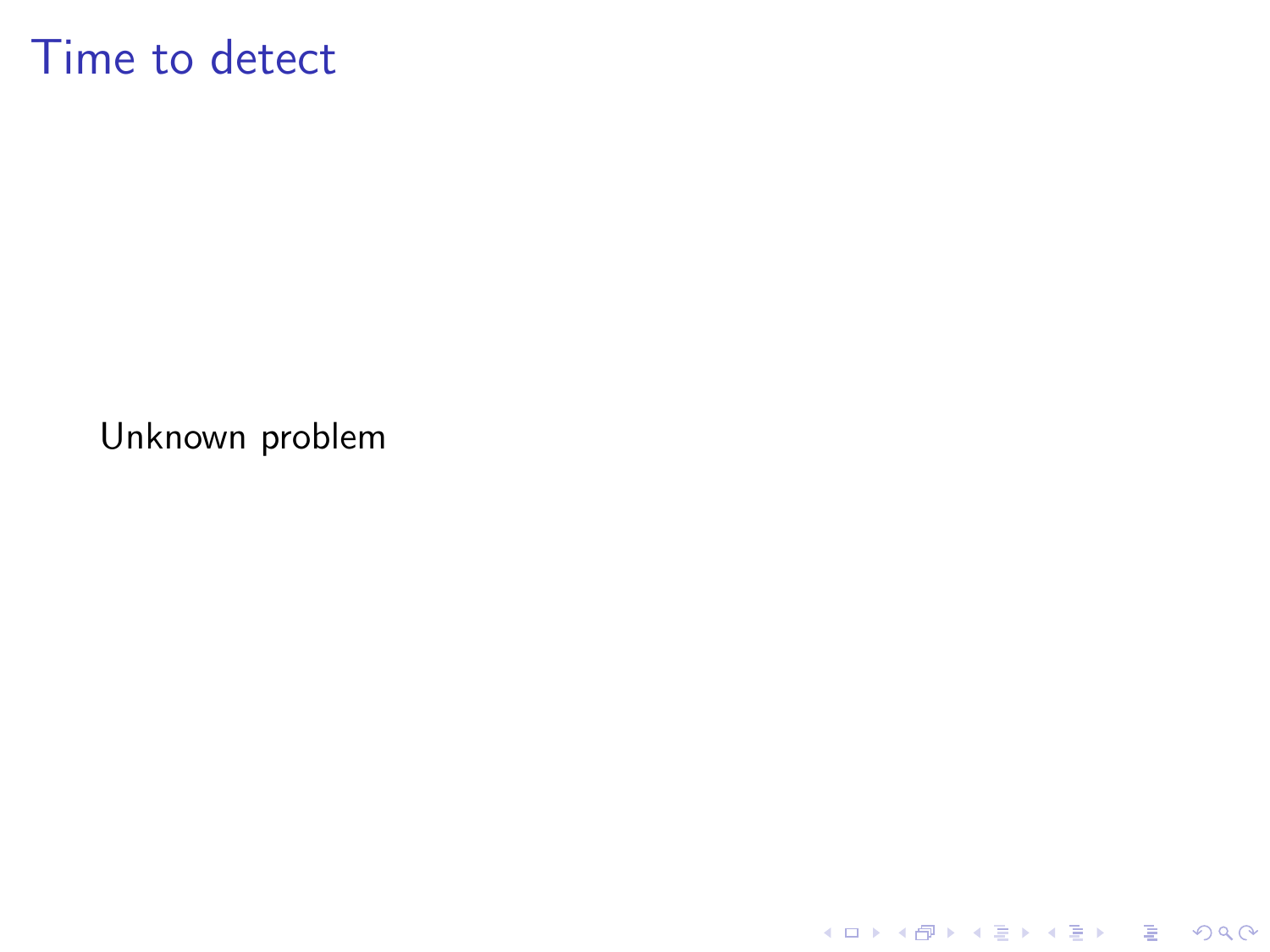# Time to detect

Unknown problem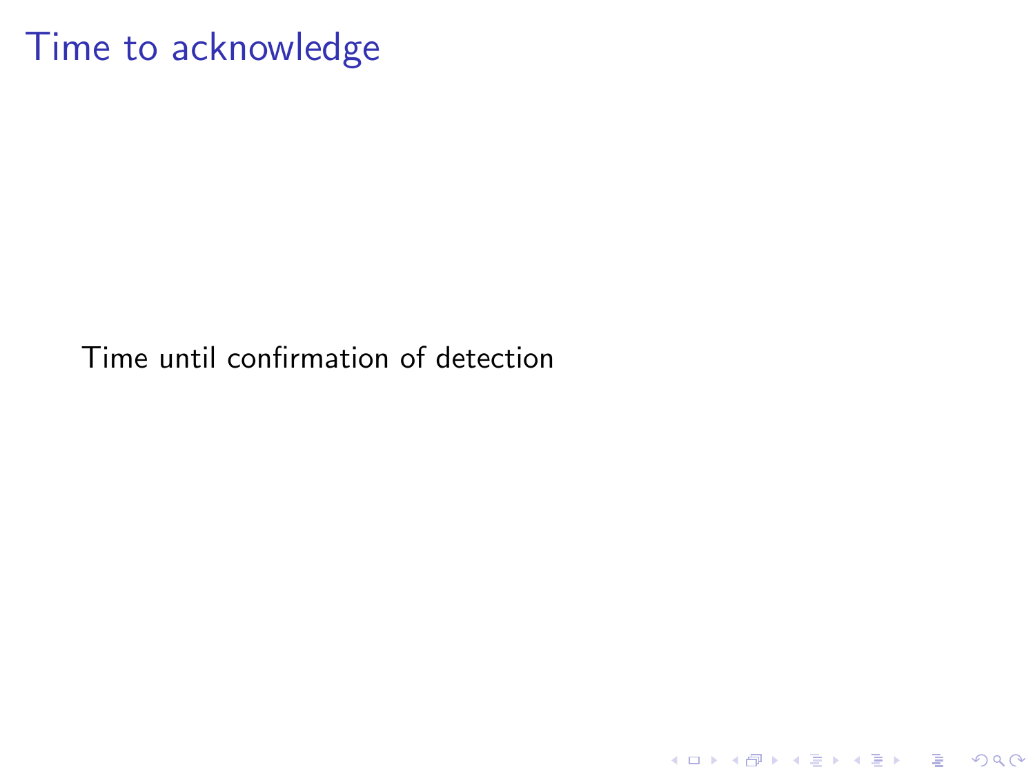# Time to acknowledge

Time until confirmation of detection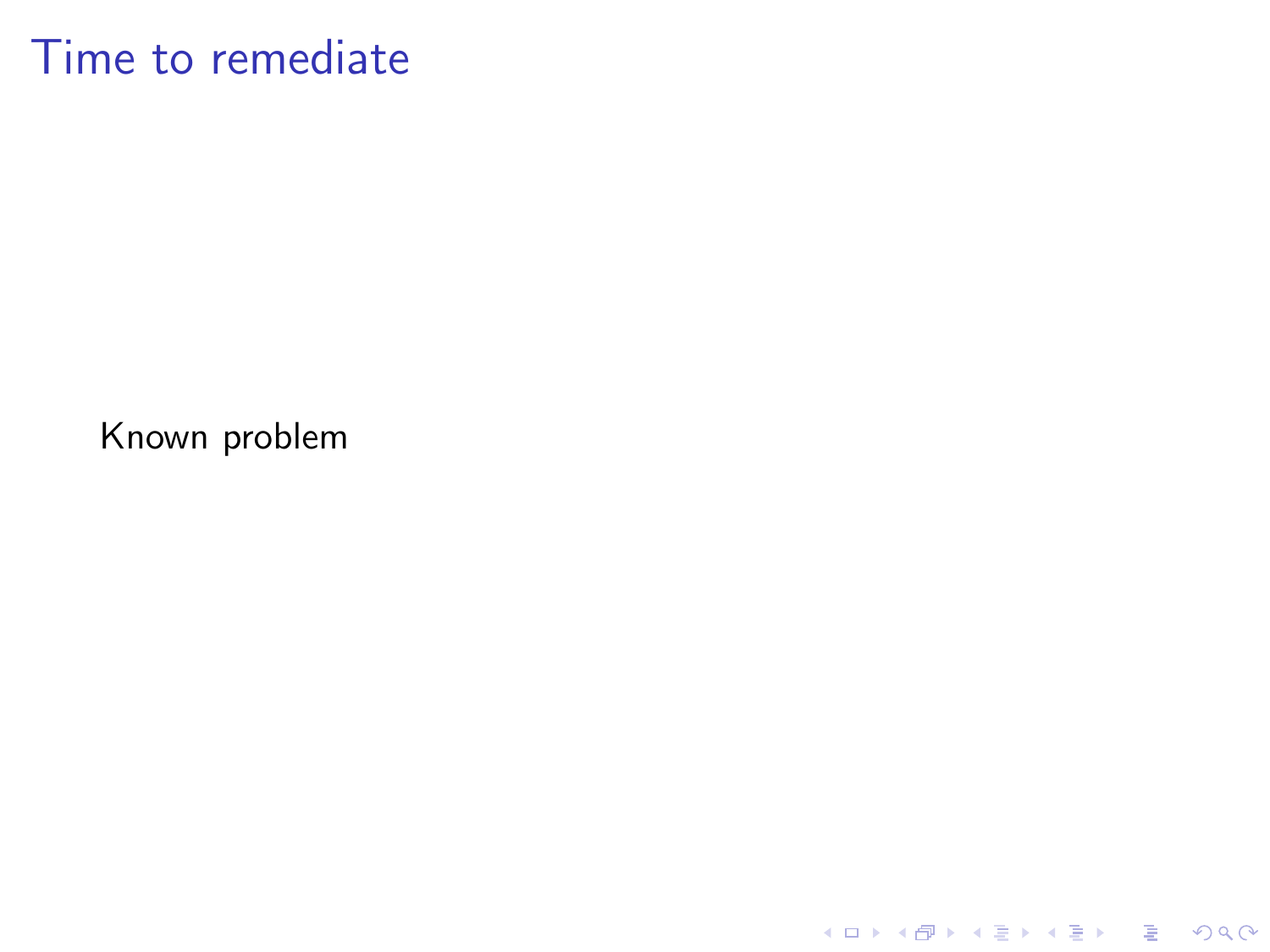# Time to remediate

Known problem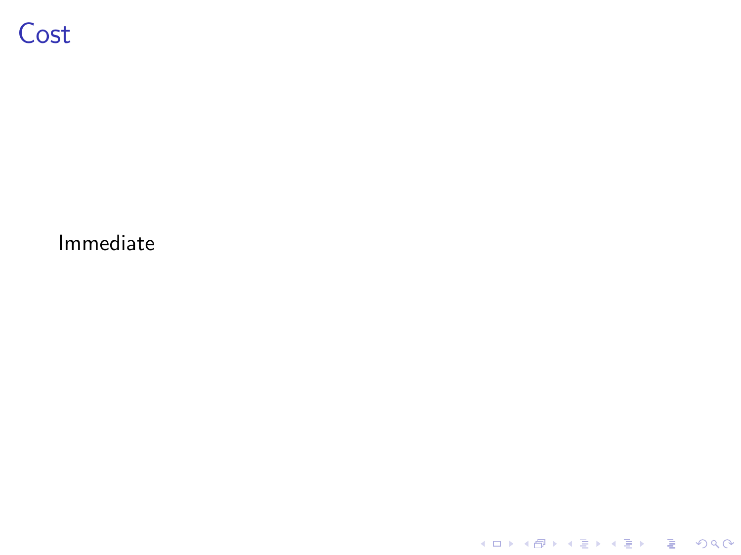# Cost

Immediate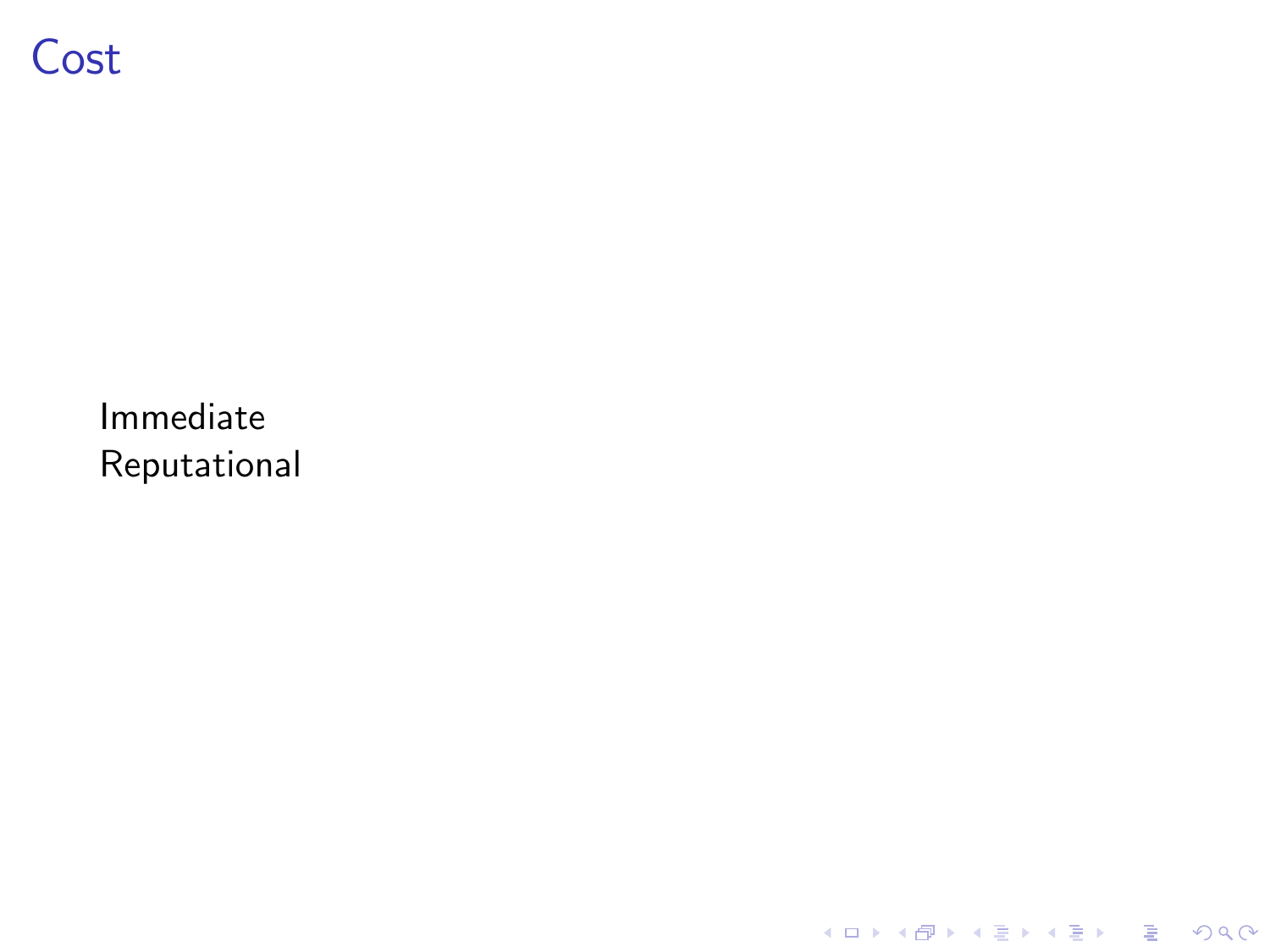# Cost

Immediate
Reputational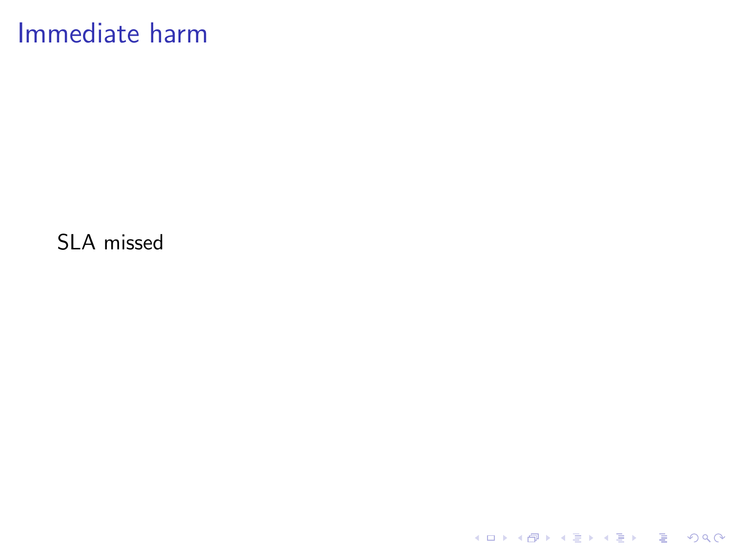# Immediate harm

SLA missed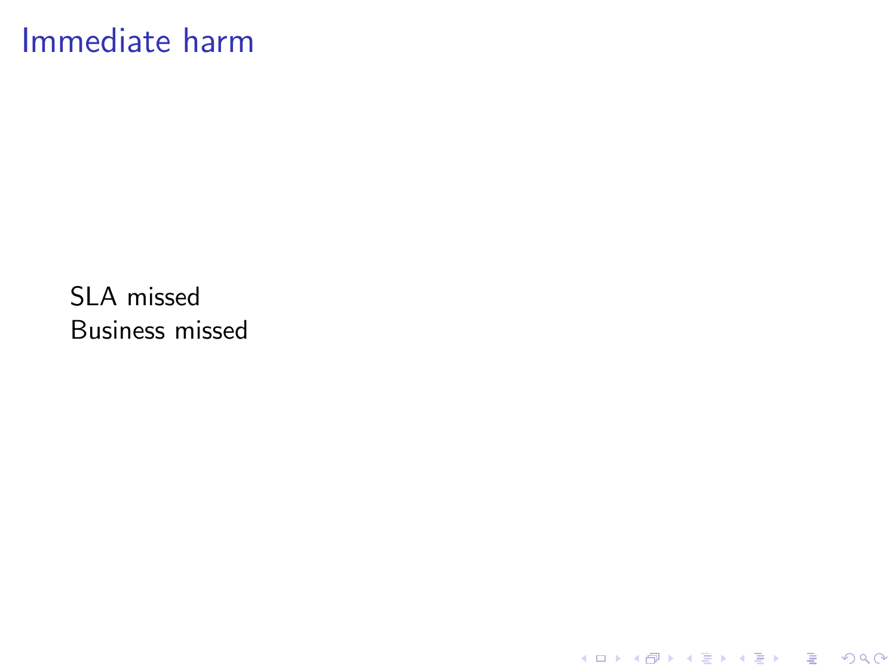# Immediate harm

SLA missed
Business missed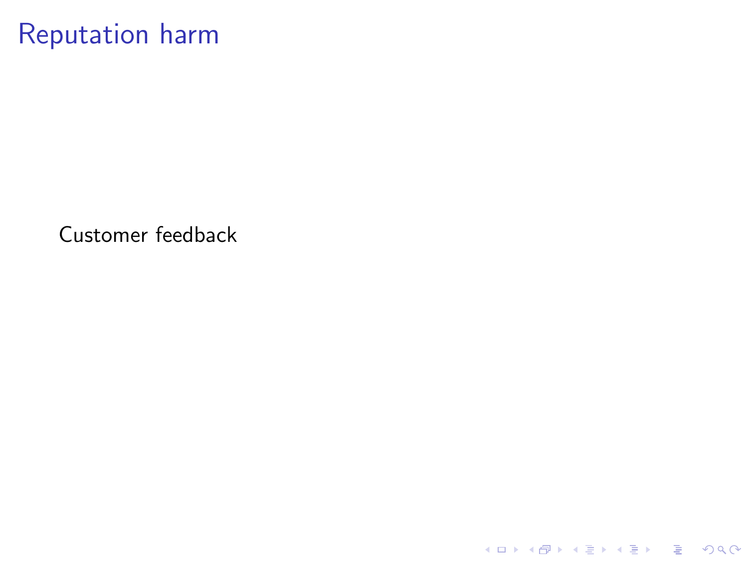# Reputation harm

Customer feedback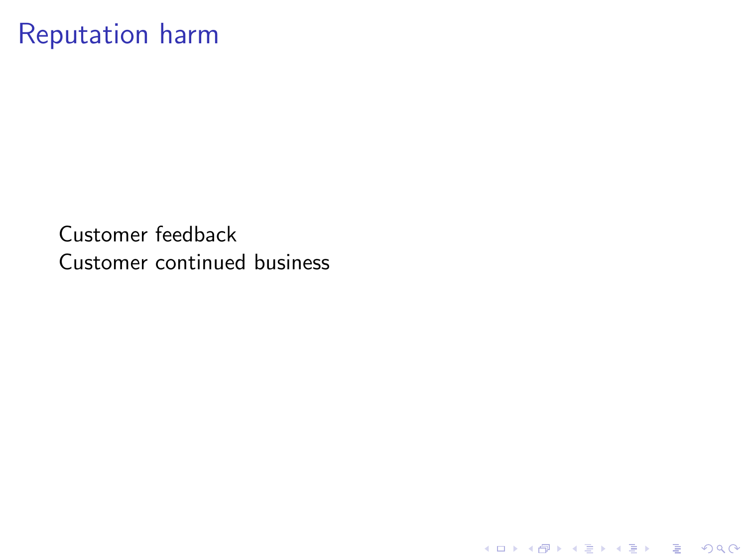# Reputation harm

Customer feedback
Customer continued business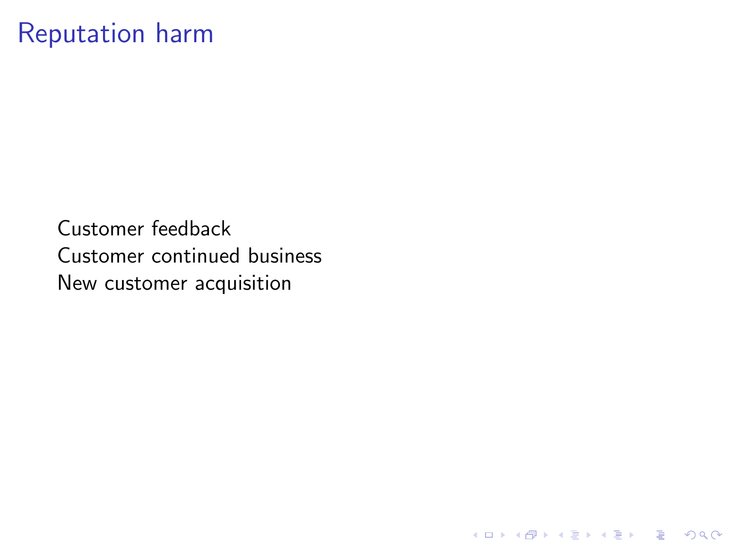# Reputation harm

Customer feedback
Customer continued business
New customer acquisition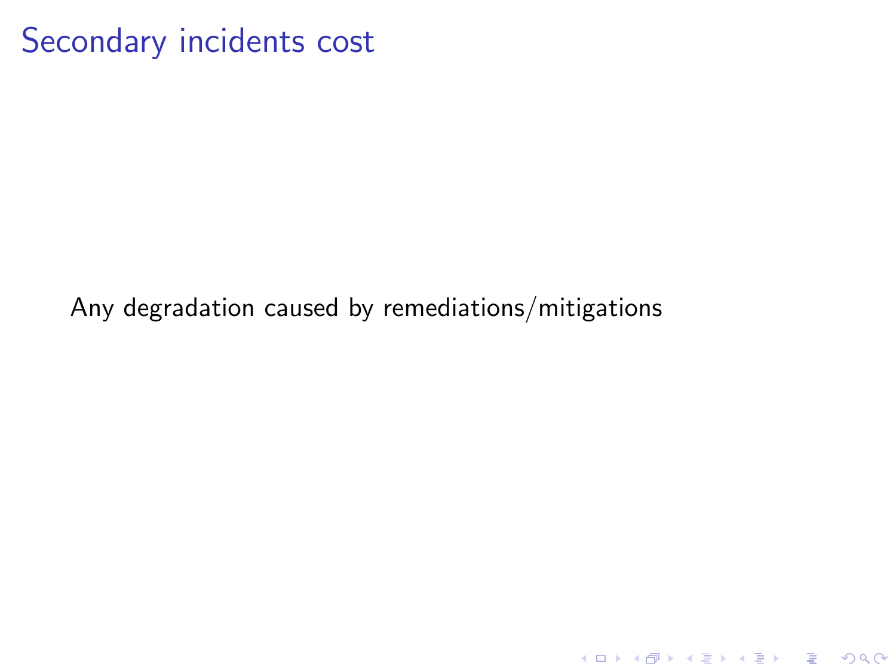# Secondary incidents cost

Any degradation caused by remediations/mitigations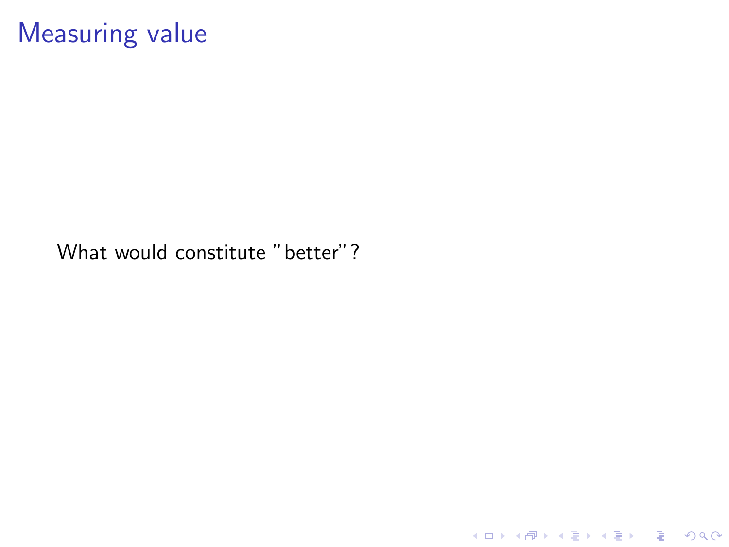# Measuring value

What would constitute "better"?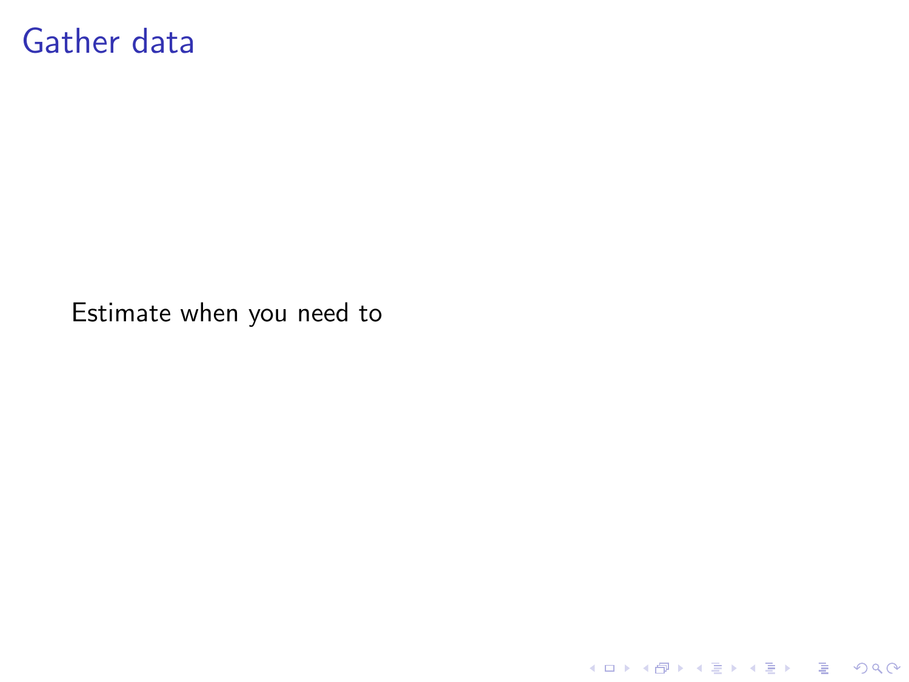# Gather data

Estimate when you need to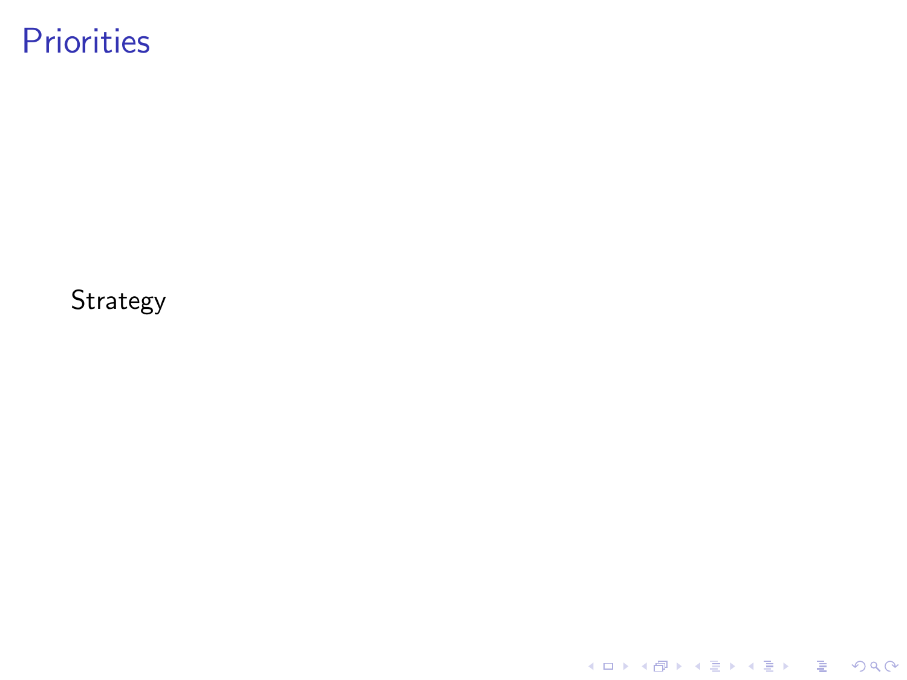# Priorities

Strategy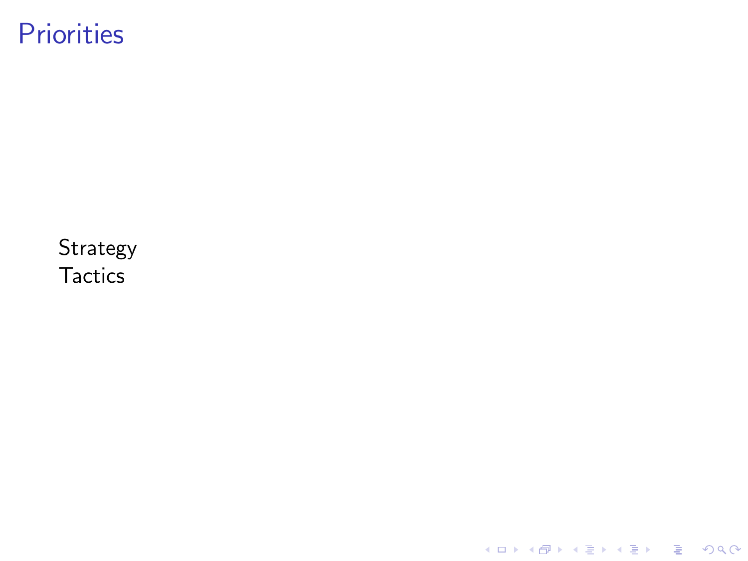# Priorities

Strategy
Tactics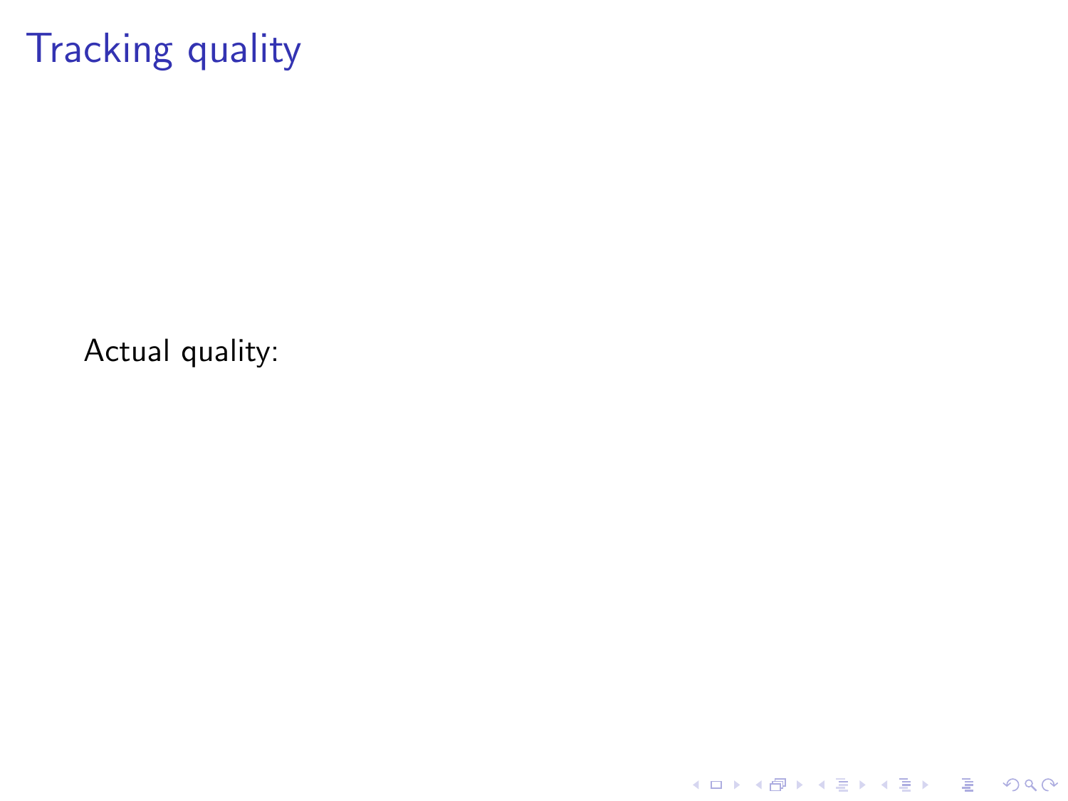# Tracking quality

Actual quality: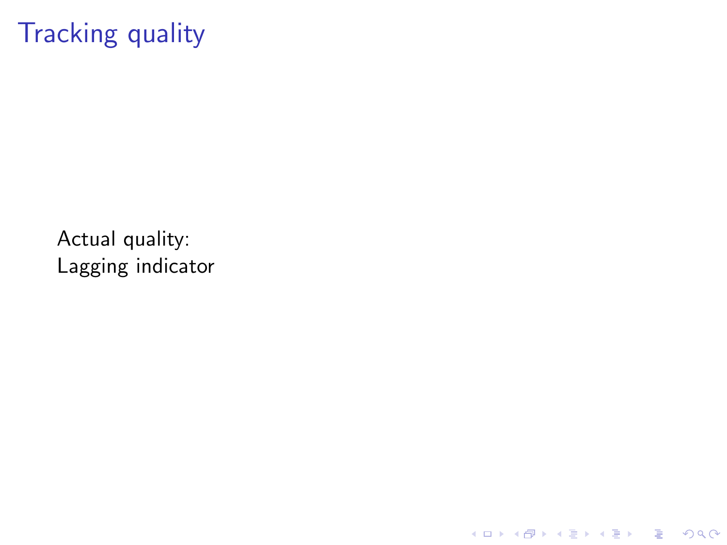# Tracking quality

Actual quality:
Lagging indicator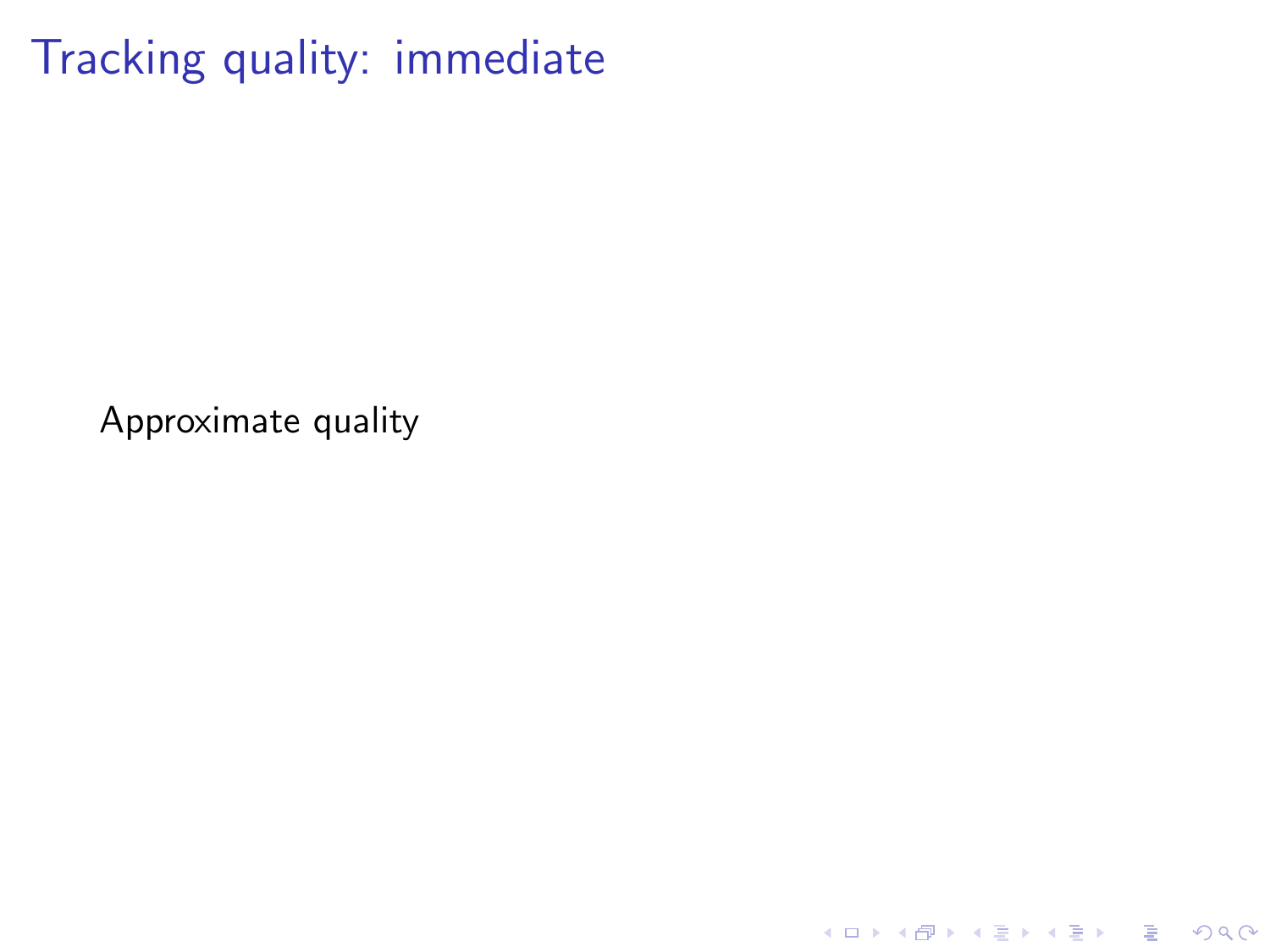# Tracking quality: immediate

Approximate quality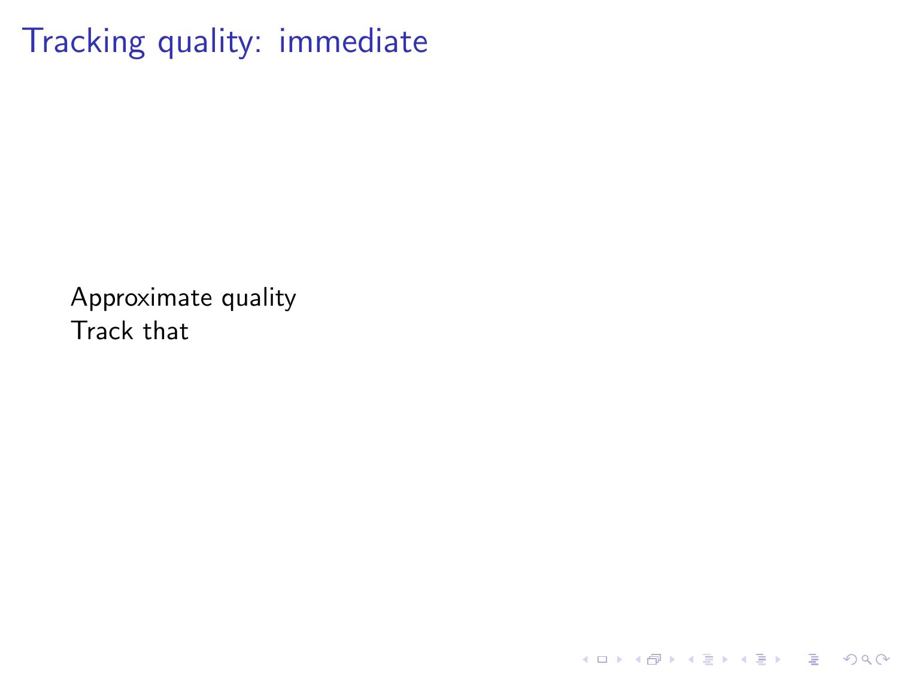# Tracking quality: immediate

Approximate quality
Track that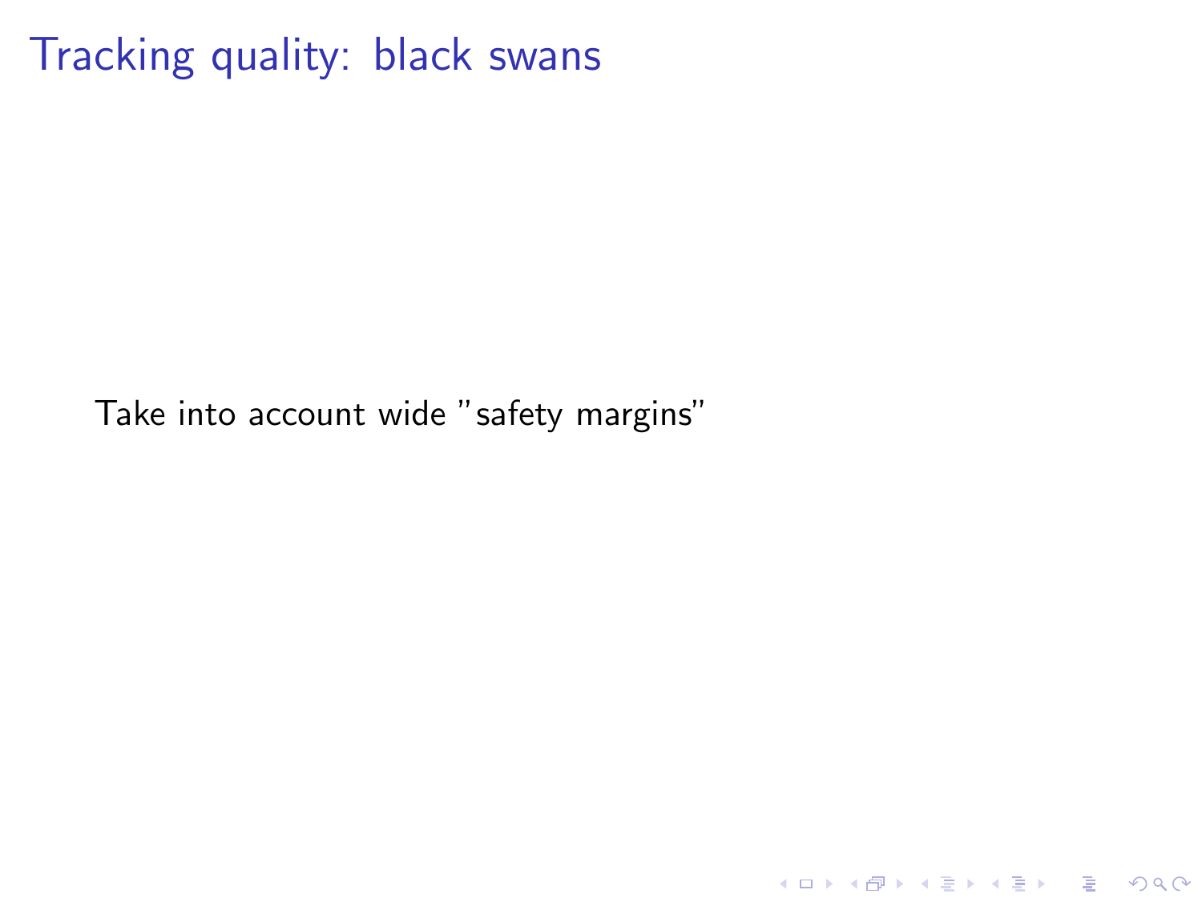# Tracking quality: black swans

Take into account wide "safety margins"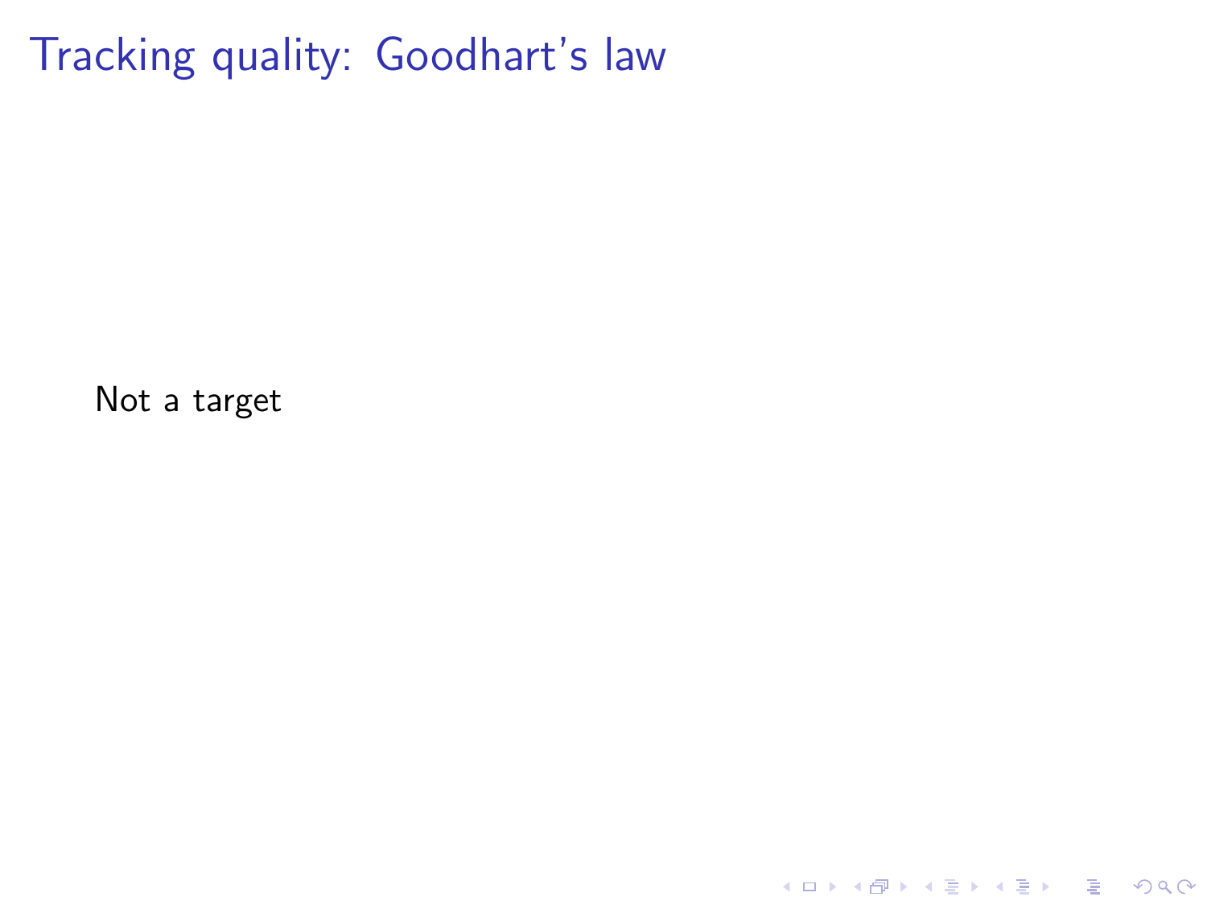# Tracking quality: Goodhart's law

Not a target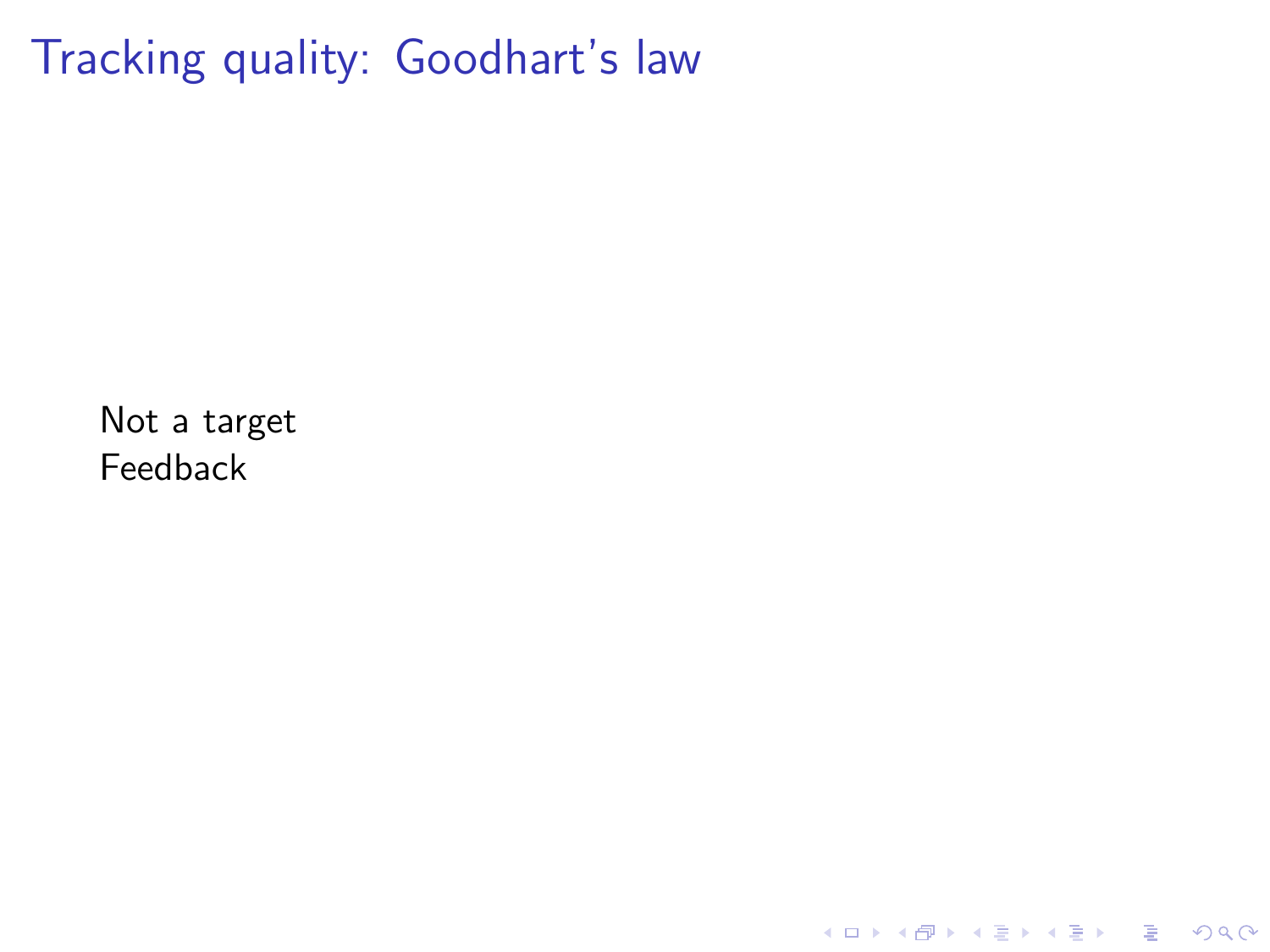# Tracking quality: Goodhart's law

Not a target
Feedback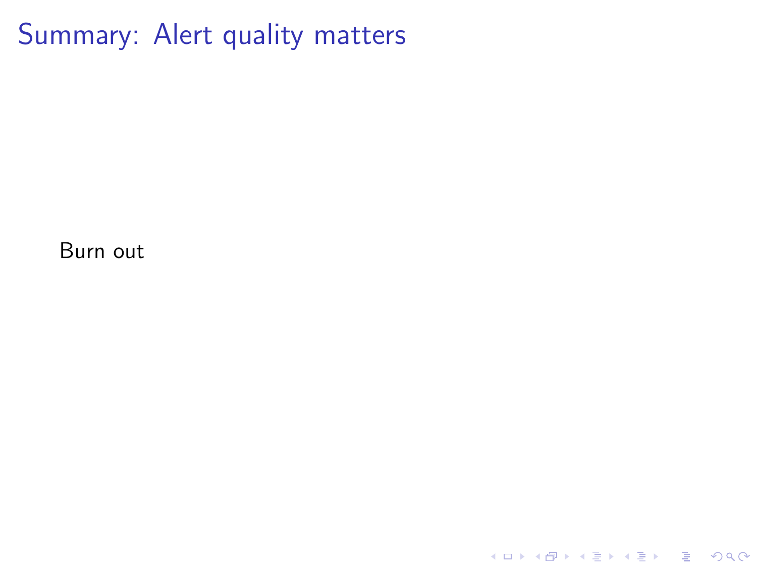# Summary: Alert quality matters

Burn out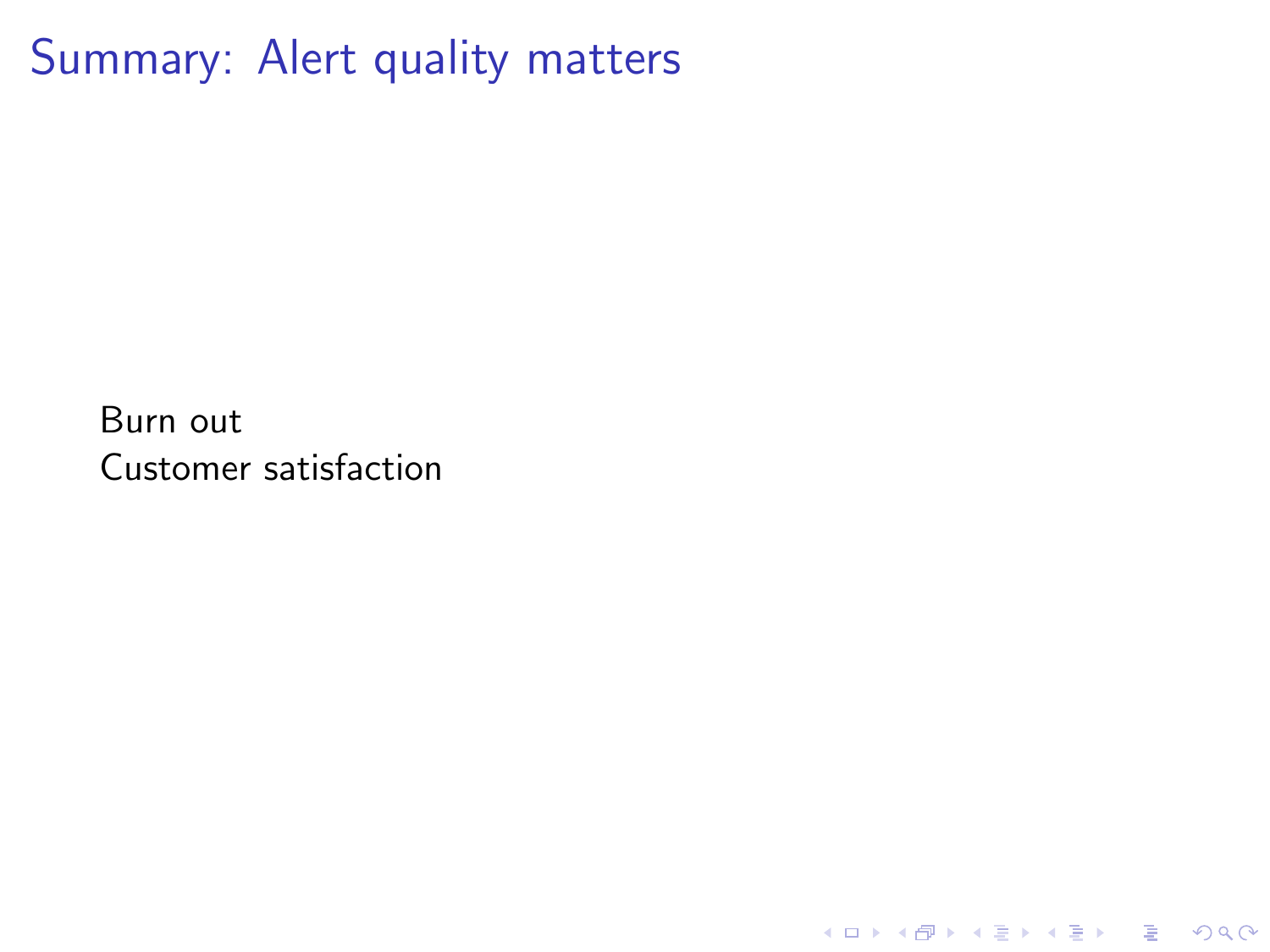# Summary: Alert quality matters

Burn out
Customer satisfaction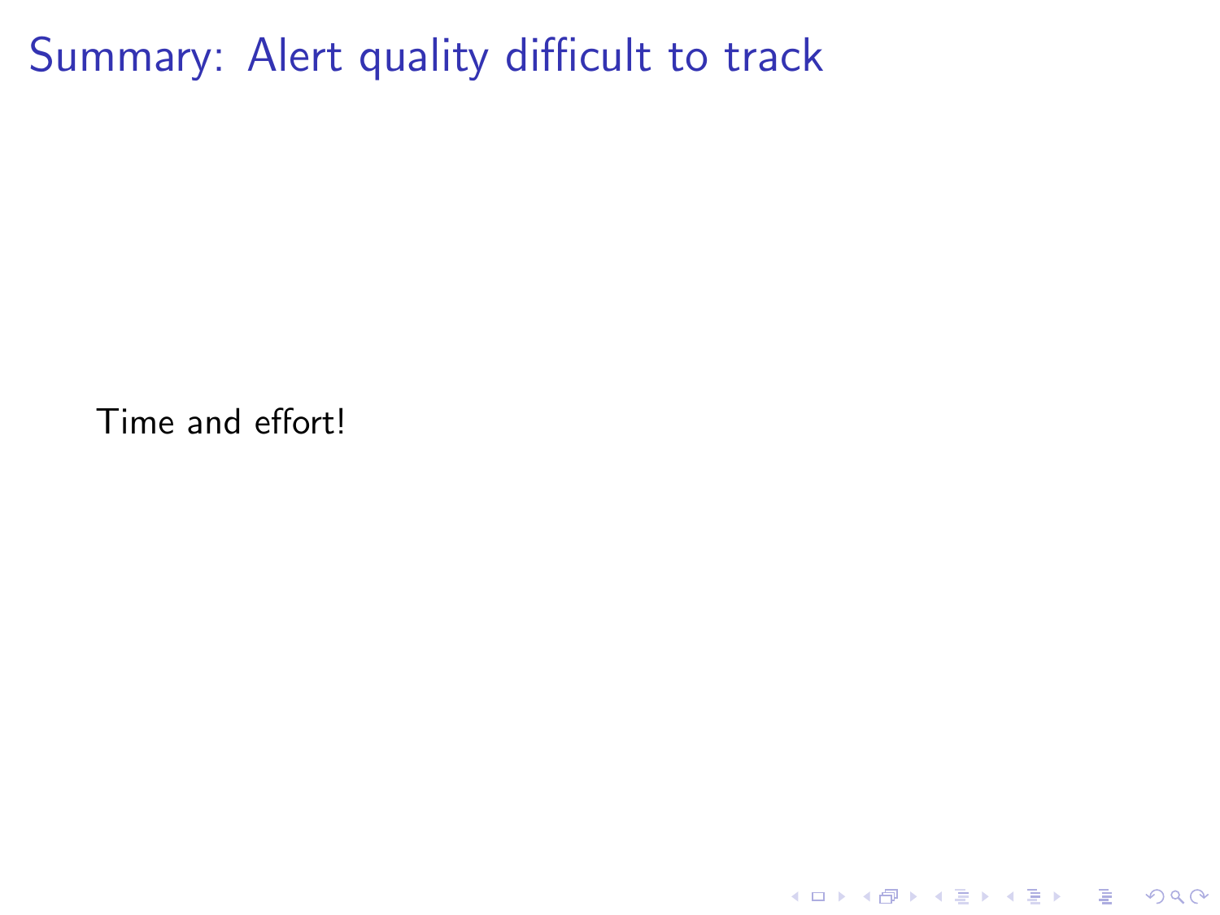# Summary: Alert quality difficult to track

Time and effort!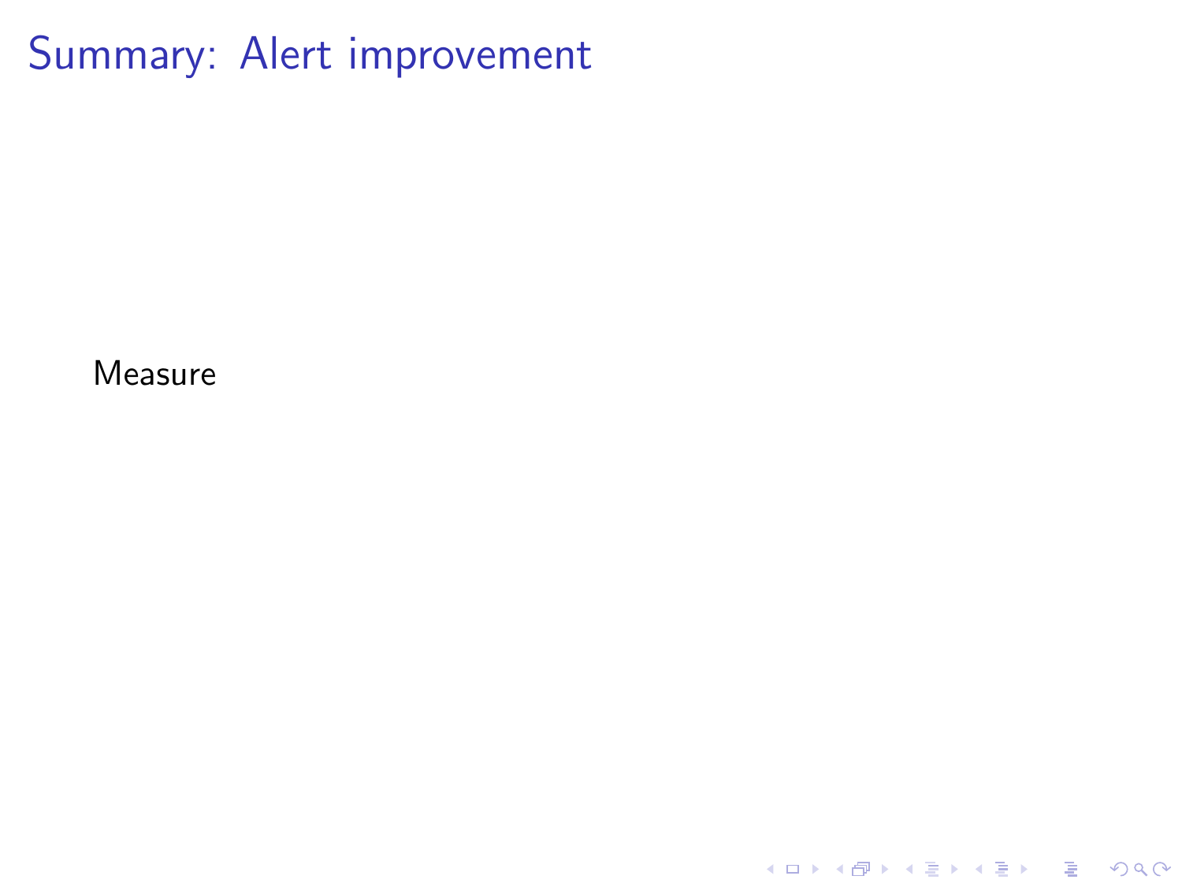# Summary: Alert improvement

Measure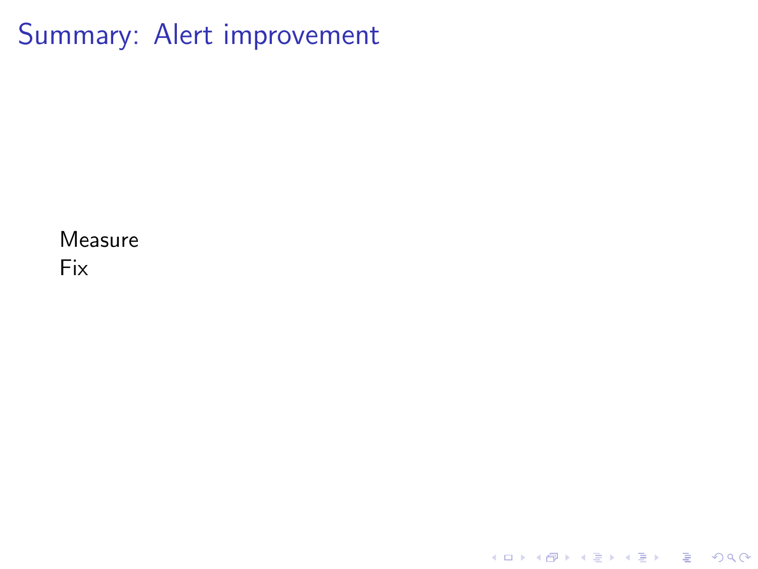# Summary: Alert improvement

Measure
Fix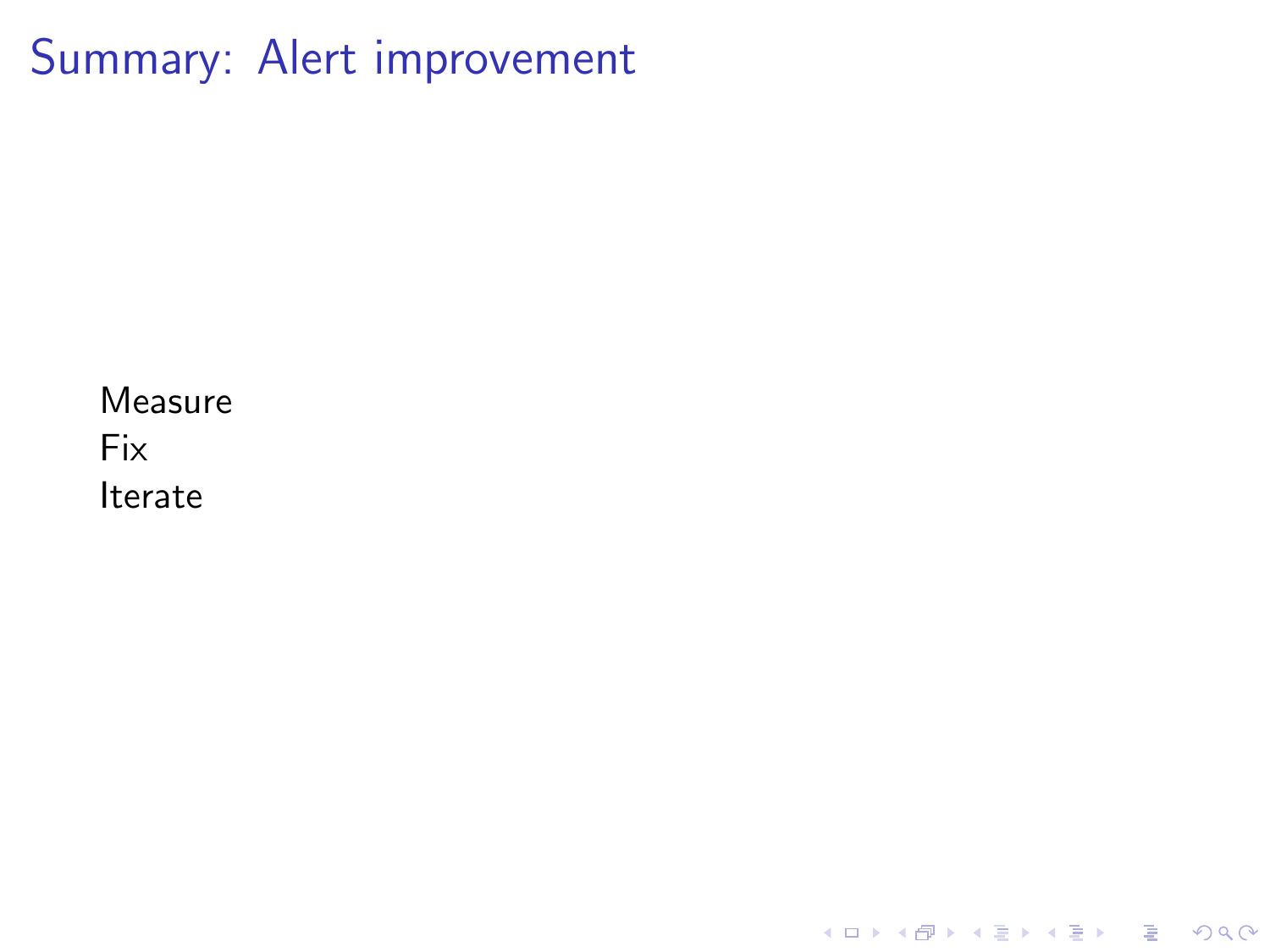# Summary: Alert improvement

Measure
Fix
Iterate